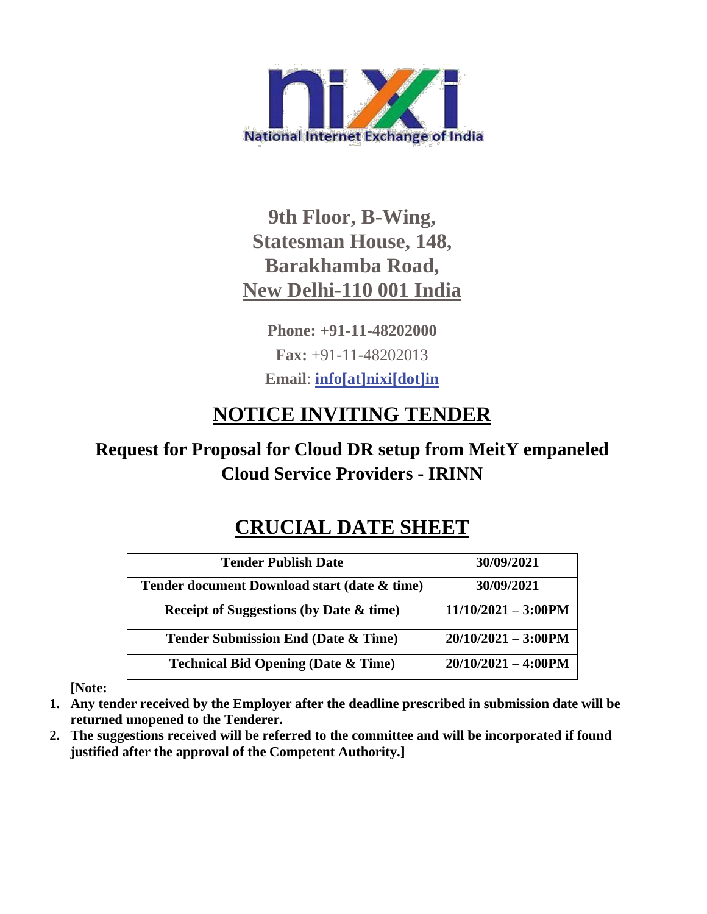National Internet Exchange of India

**9th Floor, B-Wing,**
**Statesman House, 148,**
**Barakhamba Road,**
**New Delhi-110 001 India**

**Phone: +91-11-48202000**

**Fax:** +91-11-48202013

**Email**: **info[at]nixi[dot]in**

# NOTICE INVITING TENDER

## Request for Proposal for Cloud DR setup from MeitY empaneled Cloud Service Providers - IRINN

## CRUCIAL DATE SHEET

| Tender Publish Date | 30/09/2021 |
|---|---|
| Tender document Download start (date & time) | 30/09/2021 |
| Receipt of Suggestions (by Date & time) | 11/10/2021 – 3:00PM |
| Tender Submission End (Date & Time) | 20/10/2021 – 3:00PM |
| Technical Bid Opening (Date & Time) | 20/10/2021 – 4:00PM |

**[Note:**

1. **Any tender received by the Employer after the deadline prescribed in submission date will be returned unopened to the Tenderer.**
2. **The suggestions received will be referred to the committee and will be incorporated if found justified after the approval of the Competent Authority.]**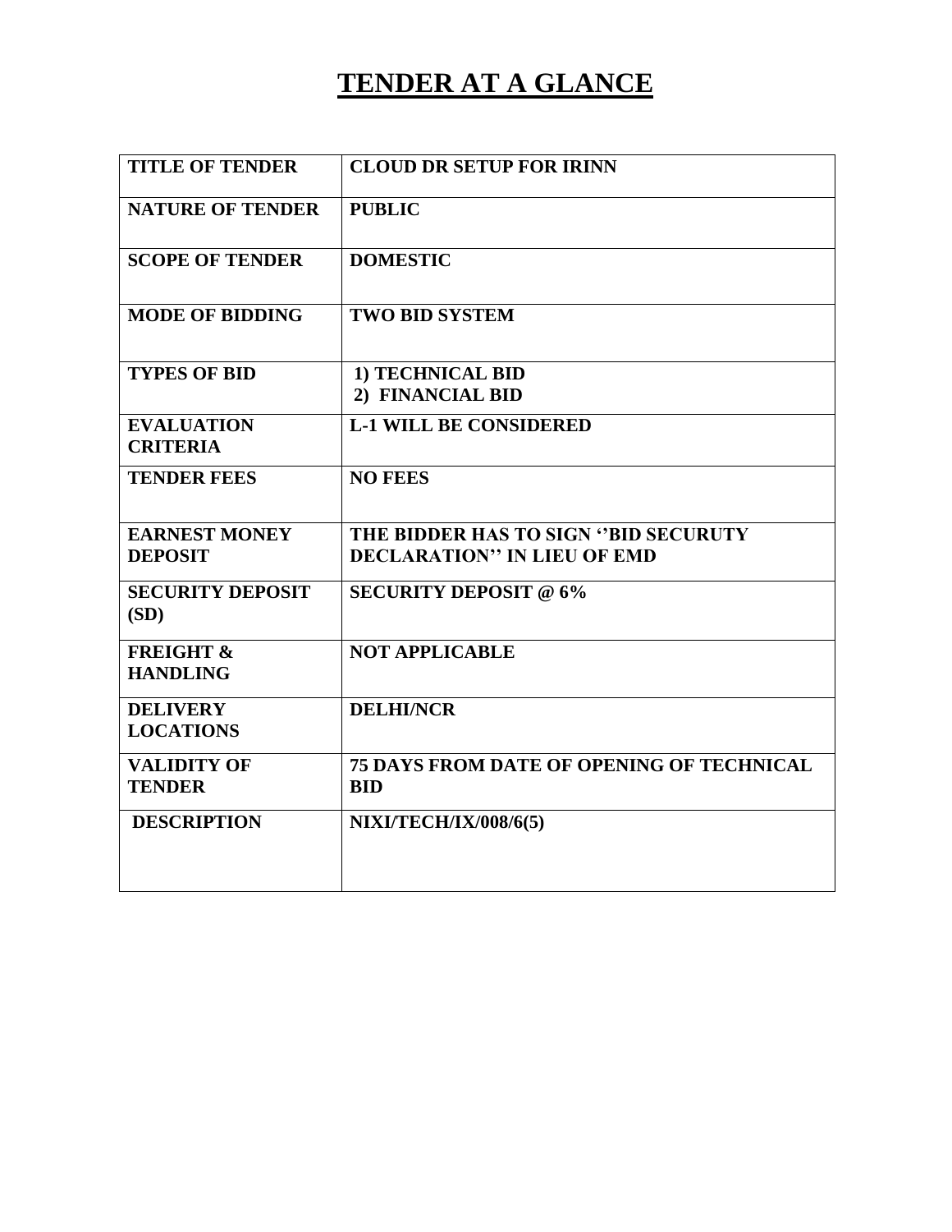# TENDER AT A GLANCE

| | |
|---|---|
| **TITLE OF TENDER** | **CLOUD DR SETUP FOR IRINN** |
| **NATURE OF TENDER** | **PUBLIC** |
| **SCOPE OF TENDER** | **DOMESTIC** |
| **MODE OF BIDDING** | **TWO BID SYSTEM** |
| **TYPES OF BID** | **1) TECHNICAL BID**<br>**2) FINANCIAL BID** |
| **EVALUATION CRITERIA** | **L-1 WILL BE CONSIDERED** |
| **TENDER FEES** | **NO FEES** |
| **EARNEST MONEY DEPOSIT** | **THE BIDDER HAS TO SIGN ''BID SECURUTY DECLARATION'' IN LIEU OF EMD** |
| **SECURITY DEPOSIT (SD)** | **SECURITY DEPOSIT @ 6%** |
| **FREIGHT & HANDLING** | **NOT APPLICABLE** |
| **DELIVERY LOCATIONS** | **DELHI/NCR** |
| **VALIDITY OF TENDER** | **75 DAYS FROM DATE OF OPENING OF TECHNICAL BID** |
| **DESCRIPTION** | **NIXI/TECH/IX/008/6(5)** |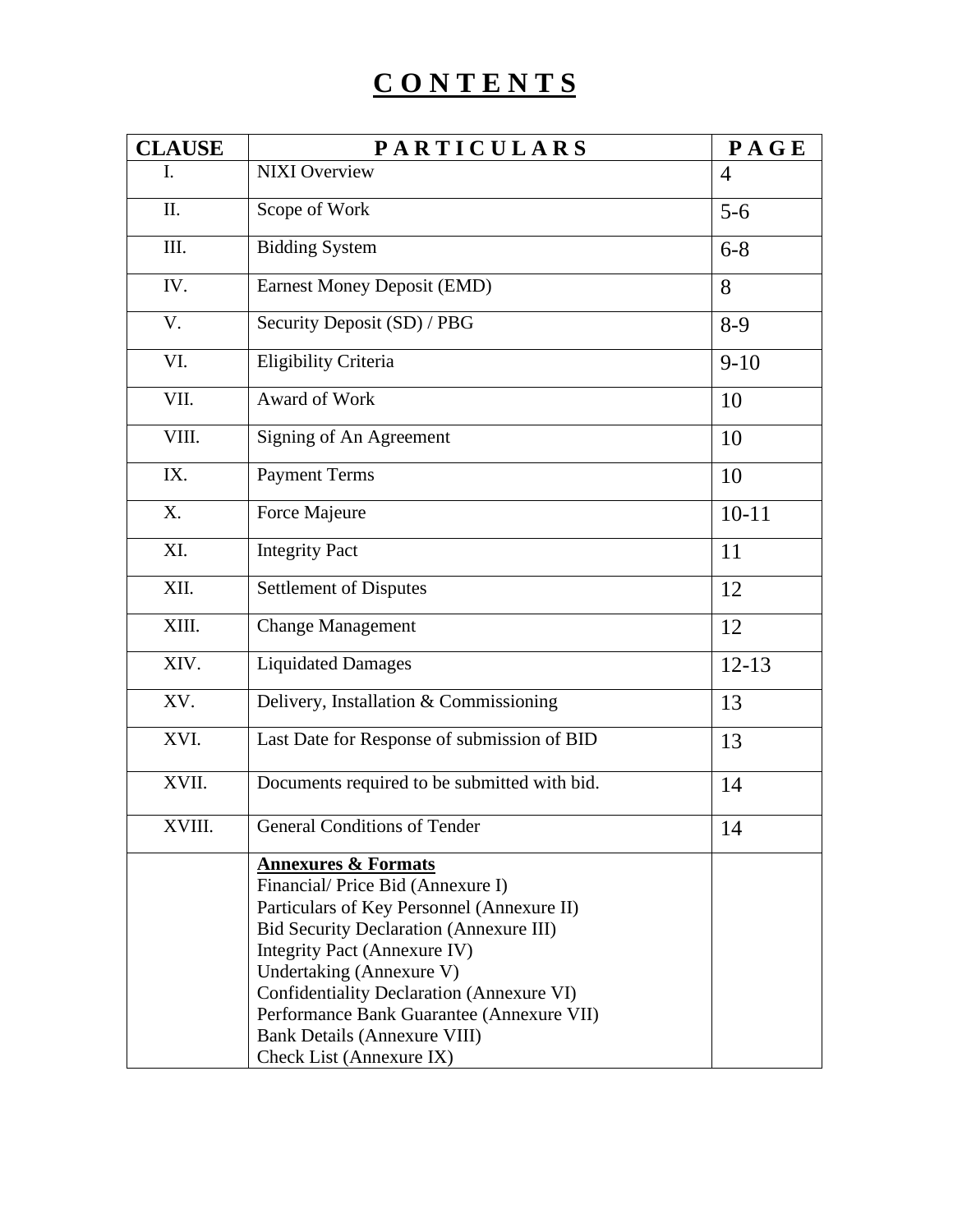# C O N T E N T S

| CLAUSE | P A R T I C U L A R S | P A G E |
|---|---|---|
| I. | NIXI Overview | 4 |
| II. | Scope of Work | 5-6 |
| III. | Bidding System | 6-8 |
| IV. | Earnest Money Deposit (EMD) | 8 |
| V. | Security Deposit (SD) / PBG | 8-9 |
| VI. | Eligibility Criteria | 9-10 |
| VII. | Award of Work | 10 |
| VIII. | Signing of An Agreement | 10 |
| IX. | Payment Terms | 10 |
| X. | Force Majeure | 10-11 |
| XI. | Integrity Pact | 11 |
| XII. | Settlement of Disputes | 12 |
| XIII. | Change Management | 12 |
| XIV. | Liquidated Damages | 12-13 |
| XV. | Delivery, Installation & Commissioning | 13 |
| XVI. | Last Date for Response of submission of BID | 13 |
| XVII. | Documents required to be submitted with bid. | 14 |
| XVIII. | General Conditions of Tender | 14 |
| | **Annexures & Formats**<br>Financial/ Price Bid (Annexure I)<br>Particulars of Key Personnel (Annexure II)<br>Bid Security Declaration (Annexure III)<br>Integrity Pact (Annexure IV)<br>Undertaking (Annexure V)<br>Confidentiality Declaration (Annexure VI)<br>Performance Bank Guarantee (Annexure VII)<br>Bank Details (Annexure VIII)<br>Check List (Annexure IX) | |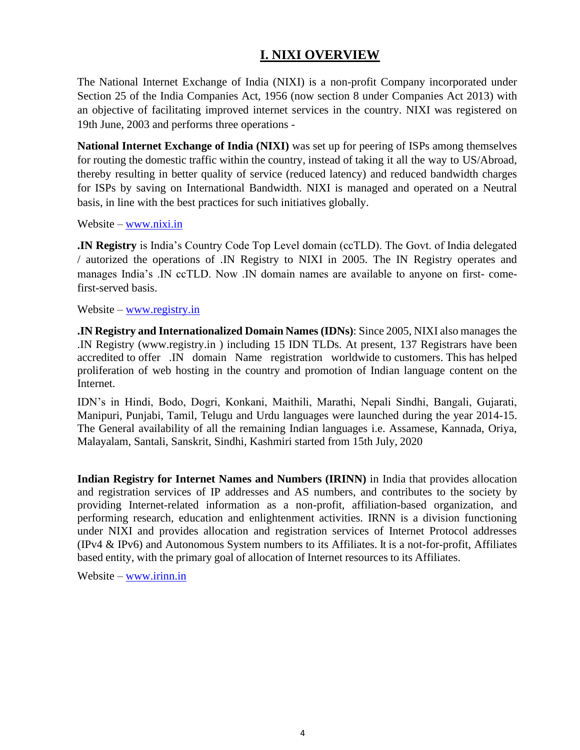# I. NIXI OVERVIEW

The National Internet Exchange of India (NIXI) is a non-profit Company incorporated under Section 25 of the India Companies Act, 1956 (now section 8 under Companies Act 2013) with an objective of facilitating improved internet services in the country. NIXI was registered on 19th June, 2003 and performs three operations -

**National Internet Exchange of India (NIXI)** was set up for peering of ISPs among themselves for routing the domestic traffic within the country, instead of taking it all the way to US/Abroad, thereby resulting in better quality of service (reduced latency) and reduced bandwidth charges for ISPs by saving on International Bandwidth. NIXI is managed and operated on a Neutral basis, in line with the best practices for such initiatives globally.

Website – [www.nixi.in](www.nixi.in)

**.IN Registry** is India's Country Code Top Level domain (ccTLD). The Govt. of India delegated / autorized the operations of .IN Registry to NIXI in 2005. The IN Registry operates and manages India's .IN ccTLD. Now .IN domain names are available to anyone on first- come-first-served basis.

Website – [www.registry.in](www.registry.in)

**.IN Registry and Internationalized Domain Names (IDNs)**: Since 2005, NIXI also manages the .IN Registry (www.registry.in ) including 15 IDN TLDs. At present, 137 Registrars have been accredited to offer .IN domain Name registration worldwide to customers. This has helped proliferation of web hosting in the country and promotion of Indian language content on the Internet.

IDN's in Hindi, Bodo, Dogri, Konkani, Maithili, Marathi, Nepali Sindhi, Bangali, Gujarati, Manipuri, Punjabi, Tamil, Telugu and Urdu languages were launched during the year 2014-15. The General availability of all the remaining Indian languages i.e. Assamese, Kannada, Oriya, Malayalam, Santali, Sanskrit, Sindhi, Kashmiri started from 15th July, 2020

**Indian Registry for Internet Names and Numbers (IRINN)** in India that provides allocation and registration services of IP addresses and AS numbers, and contributes to the society by providing Internet-related information as a non-profit, affiliation-based organization, and performing research, education and enlightenment activities. IRNN is a division functioning under NIXI and provides allocation and registration services of Internet Protocol addresses (IPv4 & IPv6) and Autonomous System numbers to its Affiliates. It is a not-for-profit, Affiliates based entity, with the primary goal of allocation of Internet resources to its Affiliates.

Website – [www.irinn.in](www.irinn.in)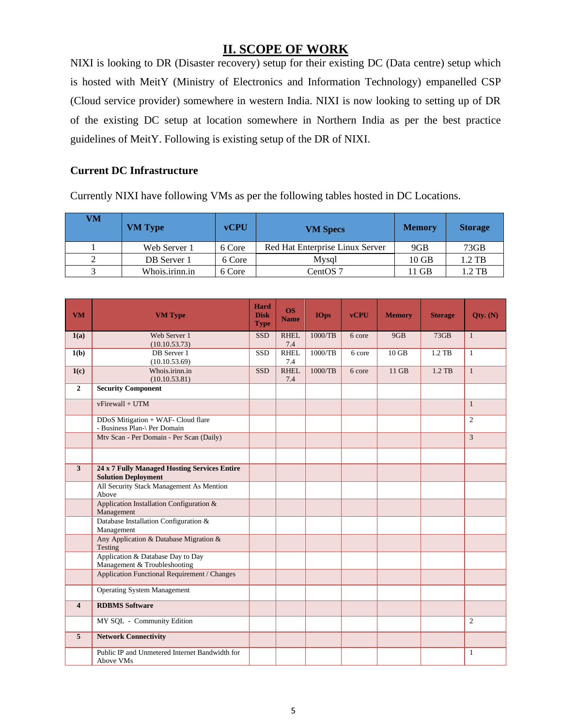## II. SCOPE OF WORK

NIXI is looking to DR (Disaster recovery) setup for their existing DC (Data centre) setup which is hosted with MeitY (Ministry of Electronics and Information Technology) empanelled CSP (Cloud service provider) somewhere in western India. NIXI is now looking to setting up of DR of the existing DC setup at location somewhere in Northern India as per the best practice guidelines of MeitY. Following is existing setup of the DR of NIXI.

### Current DC Infrastructure

Currently NIXI have following VMs as per the following tables hosted in DC Locations.

| VM | VM Type | vCPU | VM Specs | Memory | Storage |
|---|---|---|---|---|---|
| 1 | Web Server 1 | 6 Core | Red Hat Enterprise Linux Server | 9GB | 73GB |
| 2 | DB Server 1 | 6 Core | Mysql | 10 GB | 1.2 TB |
| 3 | Whois.irinn.in | 6 Core | CentOS 7 | 11 GB | 1.2 TB |

| VM | VM Type | Hard Disk Type | OS Name | IOps | vCPU | Memory | Storage | Qty. (N) |
|---|---|---|---|---|---|---|---|---|
| 1(a) | Web Server 1 (10.10.53.73) | SSD | RHEL 7.4 | 1000/TB | 6 core | 9GB | 73GB | 1 |
| 1(b) | DB Server 1 (10.10.53.69) | SSD | RHEL 7.4 | 1000/TB | 6 core | 10 GB | 1.2 TB | 1 |
| 1(c) | Whois.irinn.in (10.10.53.81) | SSD | RHEL 7.4 | 1000/TB | 6 core | 11 GB | 1.2 TB | 1 |
| 2 | **Security Component** | | | | | | | |
| | vFirewall + UTM | | | | | | | 1 |
| | DDoS Mitigation + WAF- Cloud flare - Business Plan-\ Per Domain | | | | | | | 2 |
| | Mtv Scan - Per Domain - Per Scan (Daily) | | | | | | | 3 |
| | | | | | | | | |
| 3 | **24 x 7 Fully Managed Hosting Services Entire Solution Deployment** | | | | | | | |
| | All Security Stack Management As Mention Above | | | | | | | |
| | Application Installation Configuration & Management | | | | | | | |
| | Database Installation Configuration & Management | | | | | | | |
| | Any Application & Database Migration & Testing | | | | | | | |
| | Application & Database Day to Day Management & Troubleshooting | | | | | | | |
| | Application Functional Requirement / Changes | | | | | | | |
| | Operating System Management | | | | | | | |
| 4 | **RDBMS Software** | | | | | | | |
| | MY SQL - Community Edition | | | | | | | 2 |
| 5 | **Network Connectivity** | | | | | | | |
| | Public IP and Unmetered Internet Bandwidth for Above VMs | | | | | | | 1 |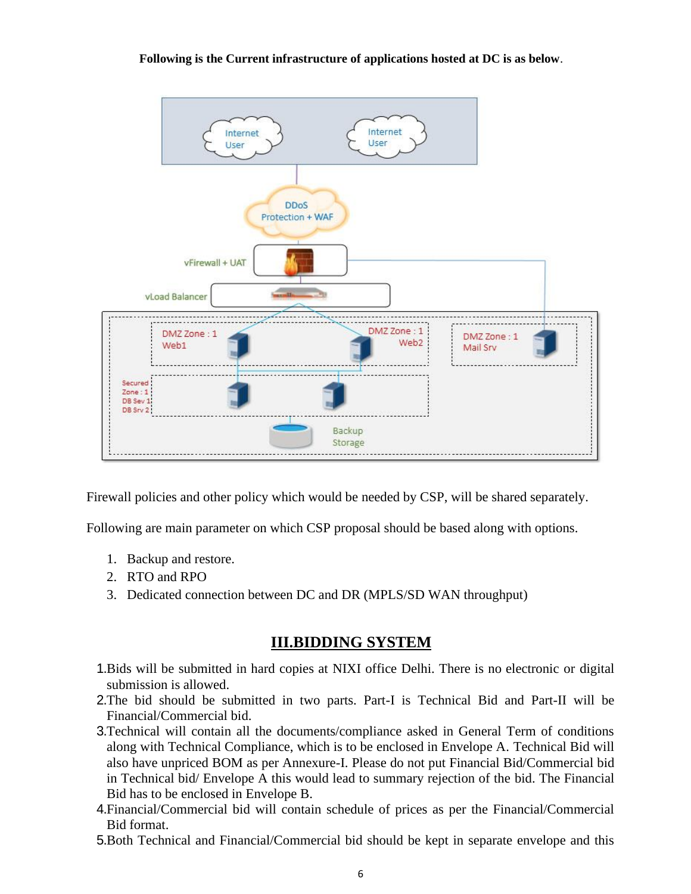**Following is the Current infrastructure of applications hosted at DC is as below**.

Firewall policies and other policy which would be needed by CSP, will be shared separately.

Following are main parameter on which CSP proposal should be based along with options.

1. Backup and restore.
2. RTO and RPO
3. Dedicated connection between DC and DR (MPLS/SD WAN throughput)

## III.BIDDING SYSTEM

1. Bids will be submitted in hard copies at NIXI office Delhi. There is no electronic or digital submission is allowed.
2. The bid should be submitted in two parts. Part-I is Technical Bid and Part-II will be Financial/Commercial bid.
3. Technical will contain all the documents/compliance asked in General Term of conditions along with Technical Compliance, which is to be enclosed in Envelope A. Technical Bid will also have unpriced BOM as per Annexure-I. Please do not put Financial Bid/Commercial bid in Technical bid/ Envelope A this would lead to summary rejection of the bid. The Financial Bid has to be enclosed in Envelope B.
4. Financial/Commercial bid will contain schedule of prices as per the Financial/Commercial Bid format.
5. Both Technical and Financial/Commercial bid should be kept in separate envelope and this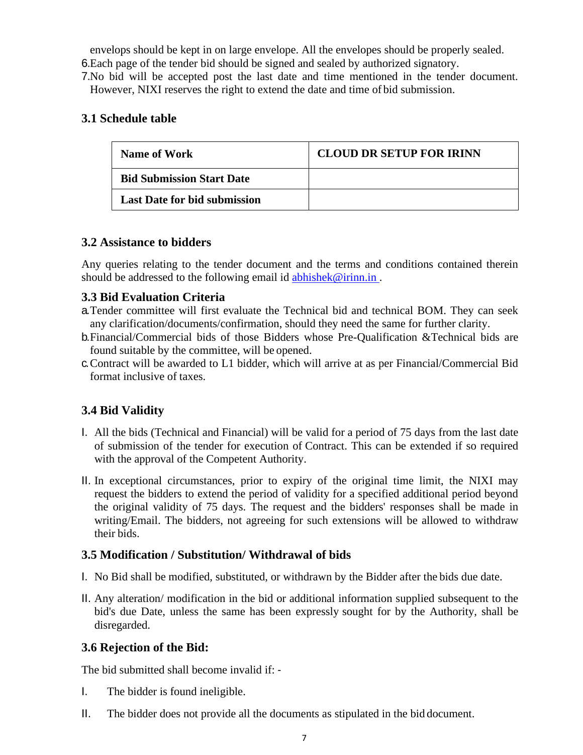envelops should be kept in on large envelope. All the envelopes should be properly sealed.

6. Each page of the tender bid should be signed and sealed by authorized signatory.
7. No bid will be accepted post the last date and time mentioned in the tender document. However, NIXI reserves the right to extend the date and time of bid submission.

### 3.1 Schedule table

| Name of Work | CLOUD DR SETUP FOR IRINN |
|---|---|
| Bid Submission Start Date | |
| Last Date for bid submission | |

### 3.2 Assistance to bidders

Any queries relating to the tender document and the terms and conditions contained therein should be addressed to the following email id abhishek@irinn.in .

### 3.3 Bid Evaluation Criteria

a. Tender committee will first evaluate the Technical bid and technical BOM. They can seek any clarification/documents/confirmation, should they need the same for further clarity.

b. Financial/Commercial bids of those Bidders whose Pre-Qualification &Technical bids are found suitable by the committee, will be opened.

c. Contract will be awarded to L1 bidder, which will arrive at as per Financial/Commercial Bid format inclusive of taxes.

### 3.4 Bid Validity

I. All the bids (Technical and Financial) will be valid for a period of 75 days from the last date of submission of the tender for execution of Contract. This can be extended if so required with the approval of the Competent Authority.

II. In exceptional circumstances, prior to expiry of the original time limit, the NIXI may request the bidders to extend the period of validity for a specified additional period beyond the original validity of 75 days. The request and the bidders' responses shall be made in writing/Email. The bidders, not agreeing for such extensions will be allowed to withdraw their bids.

### 3.5 Modification / Substitution/ Withdrawal of bids

I. No Bid shall be modified, substituted, or withdrawn by the Bidder after the bids due date.

II. Any alteration/ modification in the bid or additional information supplied subsequent to the bid's due Date, unless the same has been expressly sought for by the Authority, shall be disregarded.

### 3.6 Rejection of the Bid:

The bid submitted shall become invalid if: -

I. The bidder is found ineligible.

II. The bidder does not provide all the documents as stipulated in the bid document.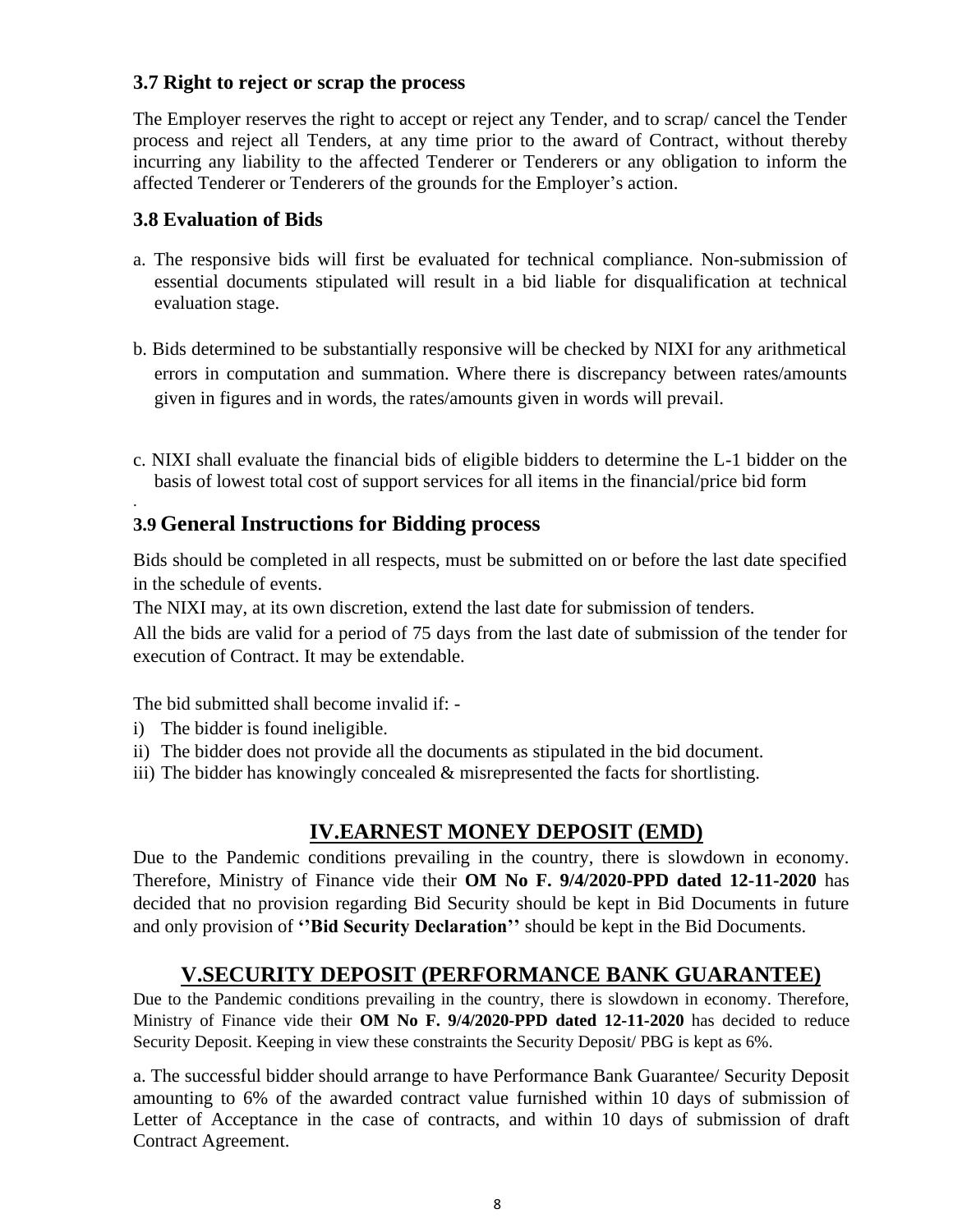### 3.7 Right to reject or scrap the process

The Employer reserves the right to accept or reject any Tender, and to scrap/ cancel the Tender process and reject all Tenders, at any time prior to the award of Contract, without thereby incurring any liability to the affected Tenderer or Tenderers or any obligation to inform the affected Tenderer or Tenderers of the grounds for the Employer's action.

### 3.8 Evaluation of Bids

a. The responsive bids will first be evaluated for technical compliance. Non-submission of essential documents stipulated will result in a bid liable for disqualification at technical evaluation stage.

b. Bids determined to be substantially responsive will be checked by NIXI for any arithmetical errors in computation and summation. Where there is discrepancy between rates/amounts given in figures and in words, the rates/amounts given in words will prevail.

c. NIXI shall evaluate the financial bids of eligible bidders to determine the L-1 bidder on the basis of lowest total cost of support services for all items in the financial/price bid form

.

### 3.9 General Instructions for Bidding process

Bids should be completed in all respects, must be submitted on or before the last date specified in the schedule of events.

The NIXI may, at its own discretion, extend the last date for submission of tenders.

All the bids are valid for a period of 75 days from the last date of submission of the tender for execution of Contract. It may be extendable.

The bid submitted shall become invalid if: -

i) The bidder is found ineligible.
ii) The bidder does not provide all the documents as stipulated in the bid document.
iii) The bidder has knowingly concealed & misrepresented the facts for shortlisting.

## IV.EARNEST MONEY DEPOSIT (EMD)

Due to the Pandemic conditions prevailing in the country, there is slowdown in economy. Therefore, Ministry of Finance vide their **OM No F. 9/4/2020-PPD dated 12-11-2020** has decided that no provision regarding Bid Security should be kept in Bid Documents in future and only provision of **''Bid Security Declaration''** should be kept in the Bid Documents.

## V.SECURITY DEPOSIT (PERFORMANCE BANK GUARANTEE)

Due to the Pandemic conditions prevailing in the country, there is slowdown in economy. Therefore, Ministry of Finance vide their **OM No F. 9/4/2020-PPD dated 12-11-2020** has decided to reduce Security Deposit. Keeping in view these constraints the Security Deposit/ PBG is kept as 6%.

a. The successful bidder should arrange to have Performance Bank Guarantee/ Security Deposit amounting to 6% of the awarded contract value furnished within 10 days of submission of Letter of Acceptance in the case of contracts, and within 10 days of submission of draft Contract Agreement.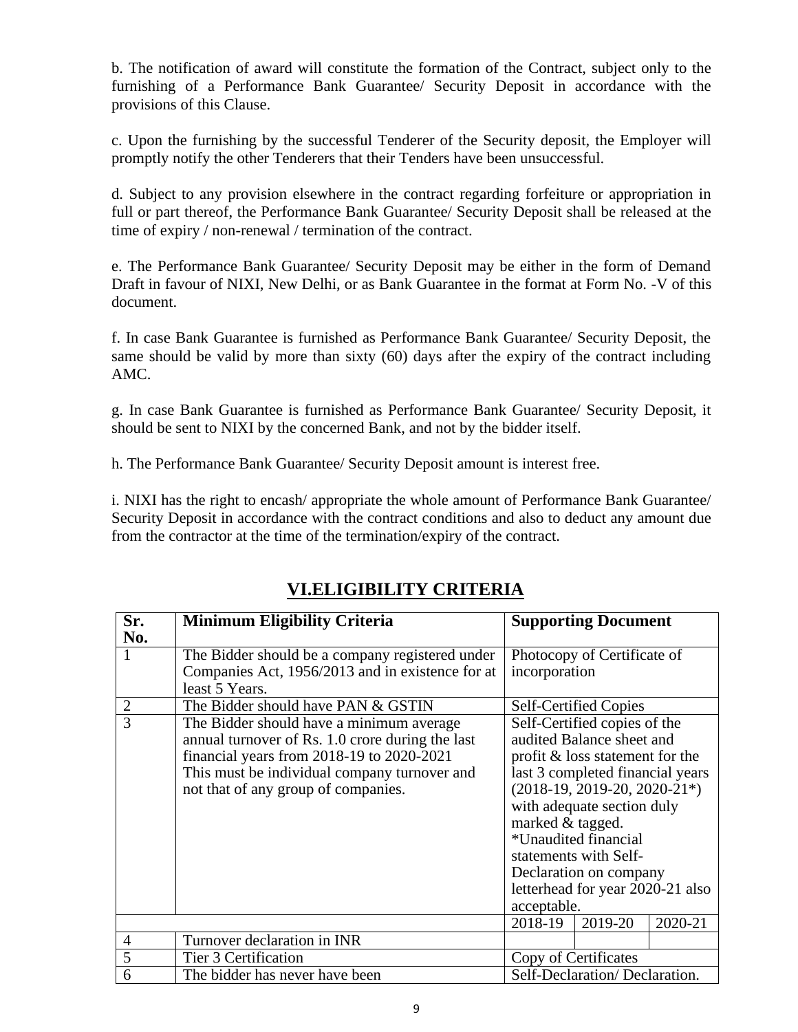b. The notification of award will constitute the formation of the Contract, subject only to the furnishing of a Performance Bank Guarantee/ Security Deposit in accordance with the provisions of this Clause.

c. Upon the furnishing by the successful Tenderer of the Security deposit, the Employer will promptly notify the other Tenderers that their Tenders have been unsuccessful.

d. Subject to any provision elsewhere in the contract regarding forfeiture or appropriation in full or part thereof, the Performance Bank Guarantee/ Security Deposit shall be released at the time of expiry / non-renewal / termination of the contract.

e. The Performance Bank Guarantee/ Security Deposit may be either in the form of Demand Draft in favour of NIXI, New Delhi, or as Bank Guarantee in the format at Form No. -V of this document.

f. In case Bank Guarantee is furnished as Performance Bank Guarantee/ Security Deposit, the same should be valid by more than sixty (60) days after the expiry of the contract including AMC.

g. In case Bank Guarantee is furnished as Performance Bank Guarantee/ Security Deposit, it should be sent to NIXI by the concerned Bank, and not by the bidder itself.

h. The Performance Bank Guarantee/ Security Deposit amount is interest free.

i. NIXI has the right to encash/ appropriate the whole amount of Performance Bank Guarantee/ Security Deposit in accordance with the contract conditions and also to deduct any amount due from the contractor at the time of the termination/expiry of the contract.

## VI.ELIGIBILITY CRITERIA

| Sr. No. | Minimum Eligibility Criteria | Supporting Document | | |
|---|---|---|---|---|
| 1 | The Bidder should be a company registered under Companies Act, 1956/2013 and in existence for at least 5 Years. | Photocopy of Certificate of incorporation | | |
| 2 | The Bidder should have PAN & GSTIN | Self-Certified Copies | | |
| 3 | The Bidder should have a minimum average annual turnover of Rs. 1.0 crore during the last financial years from 2018-19 to 2020-2021 This must be individual company turnover and not that of any group of companies. | Self-Certified copies of the audited Balance sheet and profit & loss statement for the last 3 completed financial years (2018-19, 2019-20, 2020-21*) with adequate section duly marked & tagged. *Unaudited financial statements with Self-Declaration on company letterhead for year 2020-21 also acceptable. | | |
| | | 2018-19 | 2019-20 | 2020-21 |
| 4 | Turnover declaration in INR | | | |
| 5 | Tier 3 Certification | Copy of Certificates | | |
| 6 | The bidder has never have been | Self-Declaration/ Declaration. | | |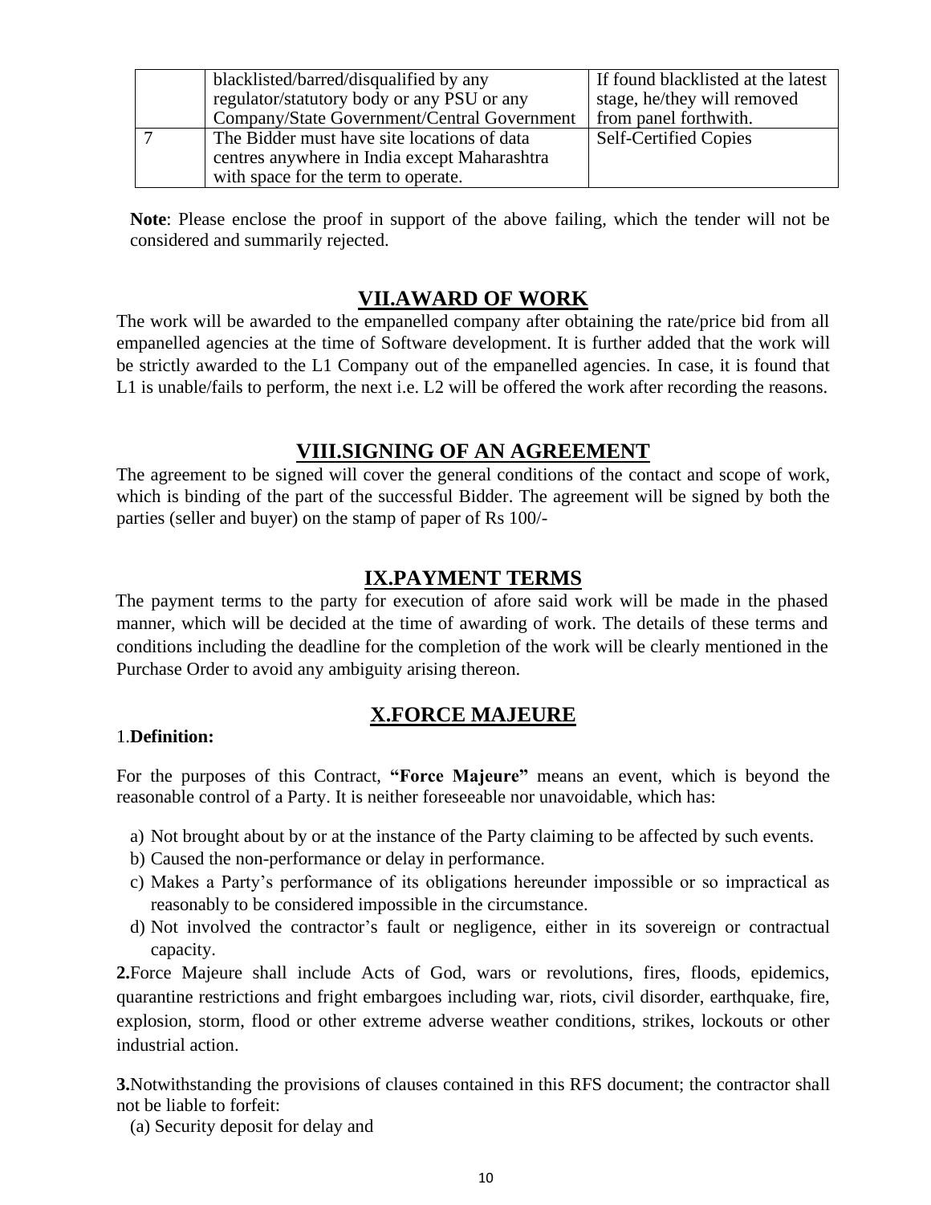|  |  |  |
|---|---|---|
|  | blacklisted/barred/disqualified by any regulator/statutory body or any PSU or any Company/State Government/Central Government | If found blacklisted at the latest stage, he/they will removed from panel forthwith. |
| 7 | The Bidder must have site locations of data centres anywhere in India except Maharashtra with space for the term to operate. | Self-Certified Copies |

**Note**: Please enclose the proof in support of the above failing, which the tender will not be considered and summarily rejected.

## VII.AWARD OF WORK

The work will be awarded to the empanelled company after obtaining the rate/price bid from all empanelled agencies at the time of Software development. It is further added that the work will be strictly awarded to the L1 Company out of the empanelled agencies. In case, it is found that L1 is unable/fails to perform, the next i.e. L2 will be offered the work after recording the reasons.

## VIII.SIGNING OF AN AGREEMENT

The agreement to be signed will cover the general conditions of the contact and scope of work, which is binding of the part of the successful Bidder. The agreement will be signed by both the parties (seller and buyer) on the stamp of paper of Rs 100/-

## IX.PAYMENT TERMS

The payment terms to the party for execution of afore said work will be made in the phased manner, which will be decided at the time of awarding of work. The details of these terms and conditions including the deadline for the completion of the work will be clearly mentioned in the Purchase Order to avoid any ambiguity arising thereon.

## X.FORCE MAJEURE

1.**Definition:**

For the purposes of this Contract, **"Force Majeure"** means an event, which is beyond the reasonable control of a Party. It is neither foreseeable nor unavoidable, which has:

a) Not brought about by or at the instance of the Party claiming to be affected by such events.
b) Caused the non-performance or delay in performance.
c) Makes a Party's performance of its obligations hereunder impossible or so impractical as reasonably to be considered impossible in the circumstance.
d) Not involved the contractor's fault or negligence, either in its sovereign or contractual capacity.

**2.**Force Majeure shall include Acts of God, wars or revolutions, fires, floods, epidemics, quarantine restrictions and fright embargoes including war, riots, civil disorder, earthquake, fire, explosion, storm, flood or other extreme adverse weather conditions, strikes, lockouts or other industrial action.

**3.**Notwithstanding the provisions of clauses contained in this RFS document; the contractor shall not be liable to forfeit:

(a) Security deposit for delay and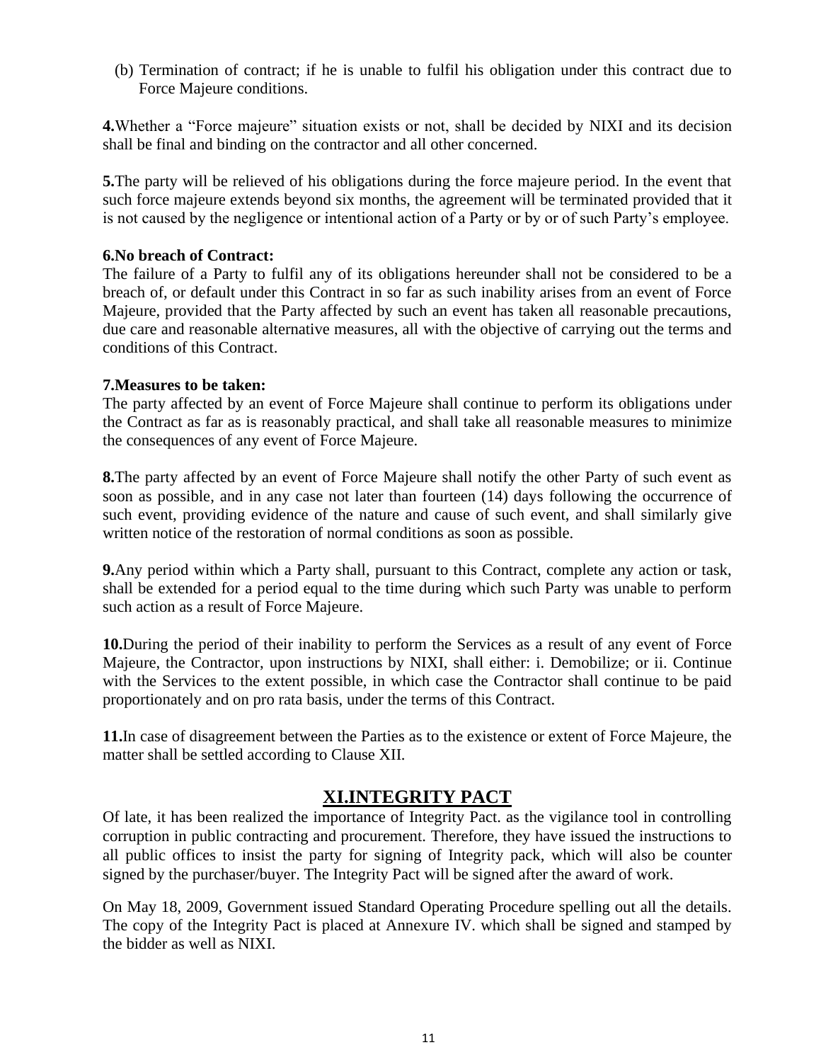(b) Termination of contract; if he is unable to fulfil his obligation under this contract due to Force Majeure conditions.

**4.**Whether a "Force majeure" situation exists or not, shall be decided by NIXI and its decision shall be final and binding on the contractor and all other concerned.

**5.**The party will be relieved of his obligations during the force majeure period. In the event that such force majeure extends beyond six months, the agreement will be terminated provided that it is not caused by the negligence or intentional action of a Party or by or of such Party's employee.

**6.No breach of Contract:**
The failure of a Party to fulfil any of its obligations hereunder shall not be considered to be a breach of, or default under this Contract in so far as such inability arises from an event of Force Majeure, provided that the Party affected by such an event has taken all reasonable precautions, due care and reasonable alternative measures, all with the objective of carrying out the terms and conditions of this Contract.

**7.Measures to be taken:**
The party affected by an event of Force Majeure shall continue to perform its obligations under the Contract as far as is reasonably practical, and shall take all reasonable measures to minimize the consequences of any event of Force Majeure.

**8.**The party affected by an event of Force Majeure shall notify the other Party of such event as soon as possible, and in any case not later than fourteen (14) days following the occurrence of such event, providing evidence of the nature and cause of such event, and shall similarly give written notice of the restoration of normal conditions as soon as possible.

**9.**Any period within which a Party shall, pursuant to this Contract, complete any action or task, shall be extended for a period equal to the time during which such Party was unable to perform such action as a result of Force Majeure.

**10.**During the period of their inability to perform the Services as a result of any event of Force Majeure, the Contractor, upon instructions by NIXI, shall either: i. Demobilize; or ii. Continue with the Services to the extent possible, in which case the Contractor shall continue to be paid proportionately and on pro rata basis, under the terms of this Contract.

**11.**In case of disagreement between the Parties as to the existence or extent of Force Majeure, the matter shall be settled according to Clause XII.

## XI.INTEGRITY PACT

Of late, it has been realized the importance of Integrity Pact. as the vigilance tool in controlling corruption in public contracting and procurement. Therefore, they have issued the instructions to all public offices to insist the party for signing of Integrity pack, which will also be counter signed by the purchaser/buyer. The Integrity Pact will be signed after the award of work.

On May 18, 2009, Government issued Standard Operating Procedure spelling out all the details. The copy of the Integrity Pact is placed at Annexure IV. which shall be signed and stamped by the bidder as well as NIXI.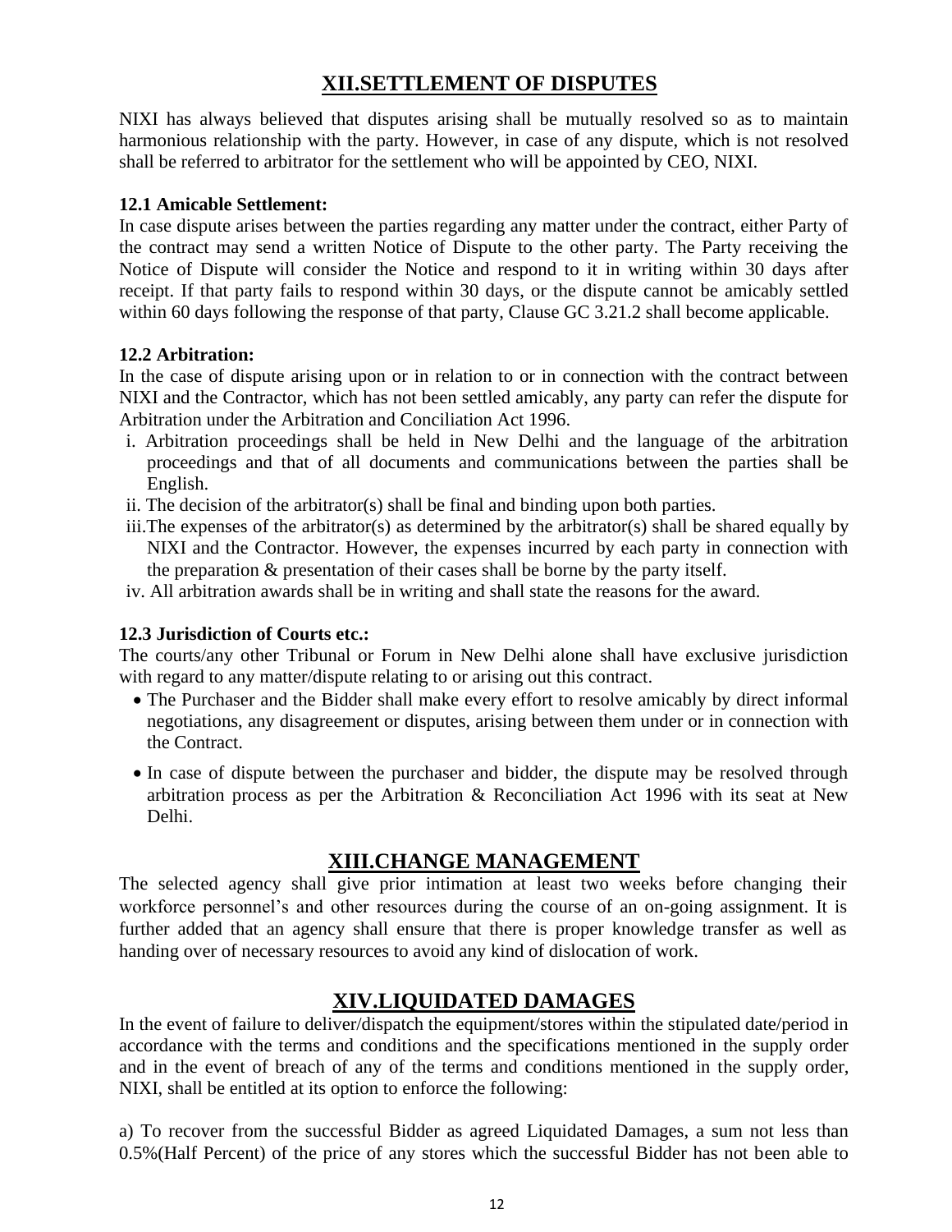## XII.SETTLEMENT OF DISPUTES

NIXI has always believed that disputes arising shall be mutually resolved so as to maintain harmonious relationship with the party. However, in case of any dispute, which is not resolved shall be referred to arbitrator for the settlement who will be appointed by CEO, NIXI.

**12.1 Amicable Settlement:**
In case dispute arises between the parties regarding any matter under the contract, either Party of the contract may send a written Notice of Dispute to the other party. The Party receiving the Notice of Dispute will consider the Notice and respond to it in writing within 30 days after receipt. If that party fails to respond within 30 days, or the dispute cannot be amicably settled within 60 days following the response of that party, Clause GC 3.21.2 shall become applicable.

**12.2 Arbitration:**
In the case of dispute arising upon or in relation to or in connection with the contract between NIXI and the Contractor, which has not been settled amicably, any party can refer the dispute for Arbitration under the Arbitration and Conciliation Act 1996.

i. Arbitration proceedings shall be held in New Delhi and the language of the arbitration proceedings and that of all documents and communications between the parties shall be English.
ii. The decision of the arbitrator(s) shall be final and binding upon both parties.
iii. The expenses of the arbitrator(s) as determined by the arbitrator(s) shall be shared equally by NIXI and the Contractor. However, the expenses incurred by each party in connection with the preparation & presentation of their cases shall be borne by the party itself.
iv. All arbitration awards shall be in writing and shall state the reasons for the award.

**12.3 Jurisdiction of Courts etc.:**
The courts/any other Tribunal or Forum in New Delhi alone shall have exclusive jurisdiction with regard to any matter/dispute relating to or arising out this contract.

- The Purchaser and the Bidder shall make every effort to resolve amicably by direct informal negotiations, any disagreement or disputes, arising between them under or in connection with the Contract.
- In case of dispute between the purchaser and bidder, the dispute may be resolved through arbitration process as per the Arbitration & Reconciliation Act 1996 with its seat at New Delhi.

## XIII.CHANGE MANAGEMENT

The selected agency shall give prior intimation at least two weeks before changing their workforce personnel's and other resources during the course of an on-going assignment. It is further added that an agency shall ensure that there is proper knowledge transfer as well as handing over of necessary resources to avoid any kind of dislocation of work.

## XIV.LIQUIDATED DAMAGES

In the event of failure to deliver/dispatch the equipment/stores within the stipulated date/period in accordance with the terms and conditions and the specifications mentioned in the supply order and in the event of breach of any of the terms and conditions mentioned in the supply order, NIXI, shall be entitled at its option to enforce the following:

a) To recover from the successful Bidder as agreed Liquidated Damages, a sum not less than 0.5%(Half Percent) of the price of any stores which the successful Bidder has not been able to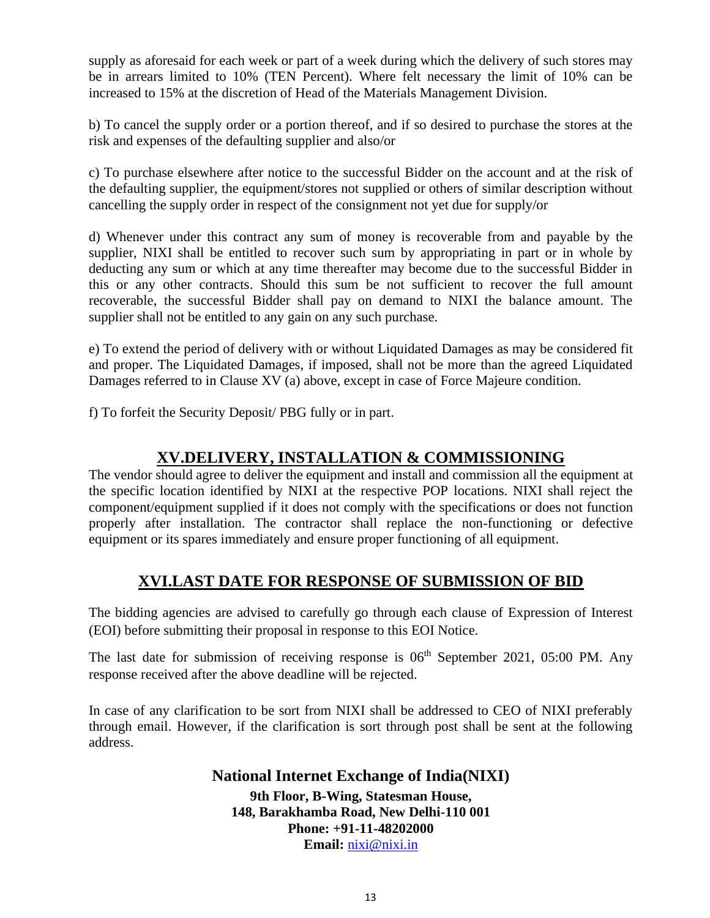supply as aforesaid for each week or part of a week during which the delivery of such stores may be in arrears limited to 10% (TEN Percent). Where felt necessary the limit of 10% can be increased to 15% at the discretion of Head of the Materials Management Division.

b) To cancel the supply order or a portion thereof, and if so desired to purchase the stores at the risk and expenses of the defaulting supplier and also/or

c) To purchase elsewhere after notice to the successful Bidder on the account and at the risk of the defaulting supplier, the equipment/stores not supplied or others of similar description without cancelling the supply order in respect of the consignment not yet due for supply/or

d) Whenever under this contract any sum of money is recoverable from and payable by the supplier, NIXI shall be entitled to recover such sum by appropriating in part or in whole by deducting any sum or which at any time thereafter may become due to the successful Bidder in this or any other contracts. Should this sum be not sufficient to recover the full amount recoverable, the successful Bidder shall pay on demand to NIXI the balance amount. The supplier shall not be entitled to any gain on any such purchase.

e) To extend the period of delivery with or without Liquidated Damages as may be considered fit and proper. The Liquidated Damages, if imposed, shall not be more than the agreed Liquidated Damages referred to in Clause XV (a) above, except in case of Force Majeure condition.

f) To forfeit the Security Deposit/ PBG fully or in part.

## XV.DELIVERY, INSTALLATION & COMMISSIONING

The vendor should agree to deliver the equipment and install and commission all the equipment at the specific location identified by NIXI at the respective POP locations. NIXI shall reject the component/equipment supplied if it does not comply with the specifications or does not function properly after installation. The contractor shall replace the non-functioning or defective equipment or its spares immediately and ensure proper functioning of all equipment.

## XVI.LAST DATE FOR RESPONSE OF SUBMISSION OF BID

The bidding agencies are advised to carefully go through each clause of Expression of Interest (EOI) before submitting their proposal in response to this EOI Notice.

The last date for submission of receiving response is 06th September 2021, 05:00 PM. Any response received after the above deadline will be rejected.

In case of any clarification to be sort from NIXI shall be addressed to CEO of NIXI preferably through email. However, if the clarification is sort through post shall be sent at the following address.

**National Internet Exchange of India(NIXI)**

**9th Floor, B-Wing, Statesman House,**
**148, Barakhamba Road, New Delhi-110 001**
**Phone: +91-11-48202000**
**Email:** nixi@nixi.in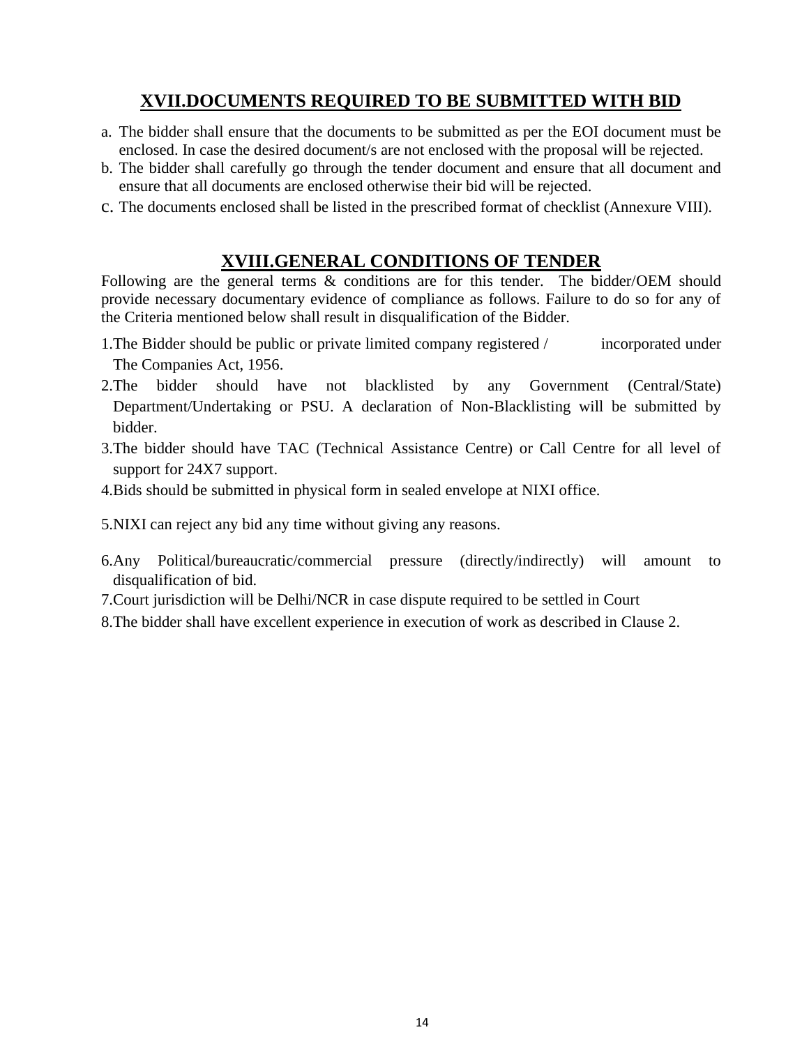## XVII.DOCUMENTS REQUIRED TO BE SUBMITTED WITH BID

a. The bidder shall ensure that the documents to be submitted as per the EOI document must be enclosed. In case the desired document/s are not enclosed with the proposal will be rejected.
b. The bidder shall carefully go through the tender document and ensure that all document and ensure that all documents are enclosed otherwise their bid will be rejected.
c. The documents enclosed shall be listed in the prescribed format of checklist (Annexure VIII).

## XVIII.GENERAL CONDITIONS OF TENDER

Following are the general terms & conditions are for this tender. The bidder/OEM should provide necessary documentary evidence of compliance as follows. Failure to do so for any of the Criteria mentioned below shall result in disqualification of the Bidder.

1. The Bidder should be public or private limited company registered / incorporated under The Companies Act, 1956.
2. The bidder should have not blacklisted by any Government (Central/State) Department/Undertaking or PSU. A declaration of Non-Blacklisting will be submitted by bidder.
3. The bidder should have TAC (Technical Assistance Centre) or Call Centre for all level of support for 24X7 support.
4. Bids should be submitted in physical form in sealed envelope at NIXI office.
5. NIXI can reject any bid any time without giving any reasons.
6. Any Political/bureaucratic/commercial pressure (directly/indirectly) will amount to disqualification of bid.
7. Court jurisdiction will be Delhi/NCR in case dispute required to be settled in Court
8. The bidder shall have excellent experience in execution of work as described in Clause 2.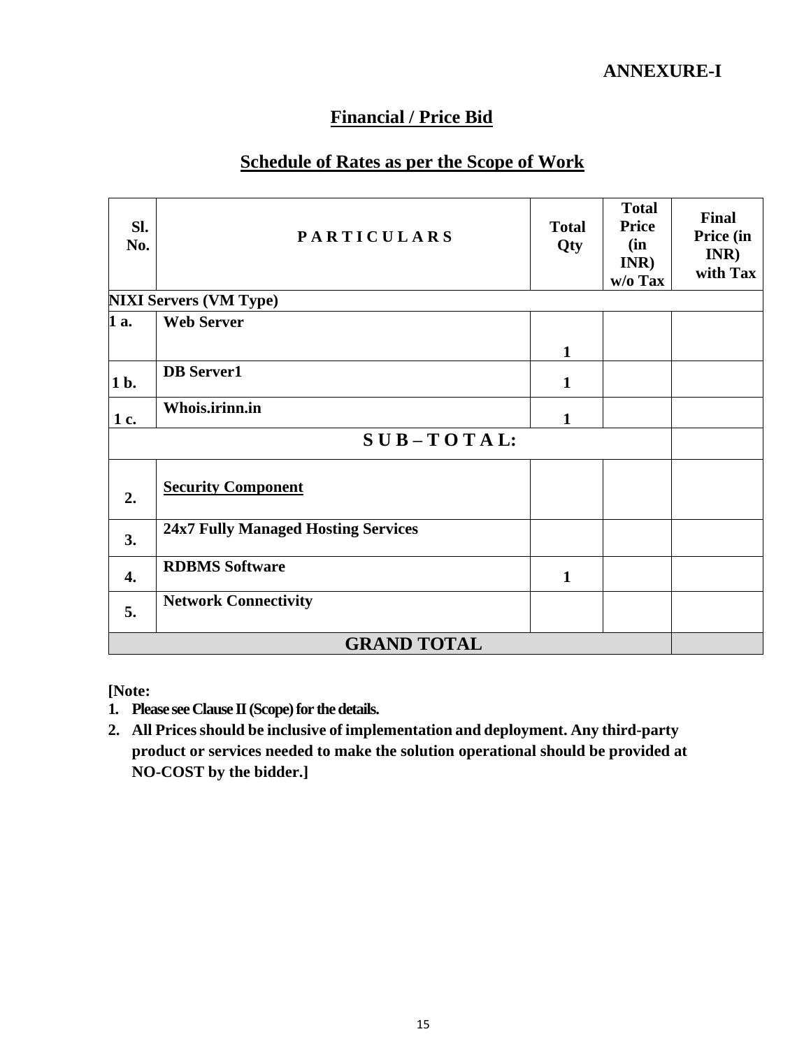**ANNEXURE-I**

## Financial / Price Bid

## Schedule of Rates as per the Scope of Work

| Sl. No. | P A R T I C U L A R S | Total Qty | Total Price (in INR) w/o Tax | Final Price (in INR) with Tax |
|---|---|---|---|---|
| **NIXI Servers (VM Type)** | | | | |
| **1 a.** | **Web Server** | **1** | | |
| **1 b.** | **DB Server1** | **1** | | |
| **1 c.** | **Whois.irinn.in** | **1** | | |
| | **S U B – T O T A L:** | | | |
| **2.** | **Security Component** | | | |
| **3.** | **24x7 Fully Managed Hosting Services** | | | |
| **4.** | **RDBMS Software** | **1** | | |
| **5.** | **Network Connectivity** | | | |
| | **GRAND TOTAL** | | | |

**[Note:**

1. **Please see Clause II (Scope) for the details.**
2. **All Prices should be inclusive of implementation and deployment. Any third-party product or services needed to make the solution operational should be provided at NO-COST by the bidder.]**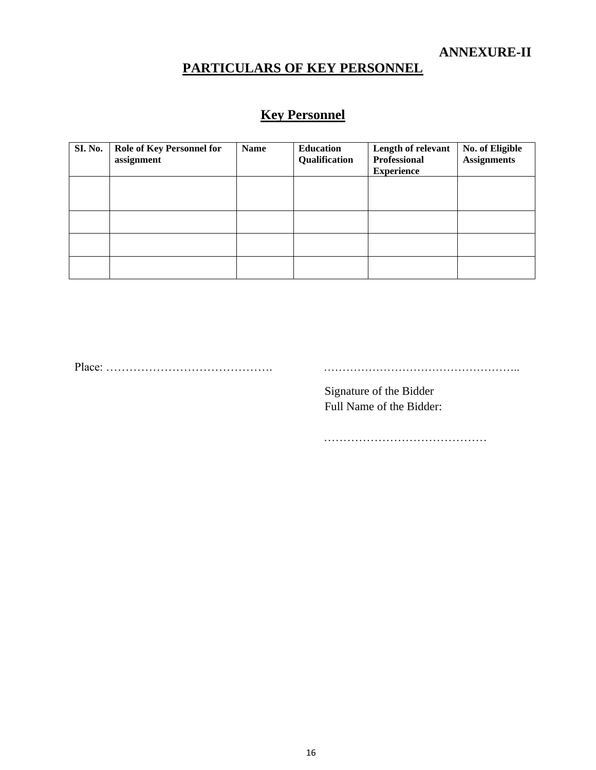**ANNEXURE-II**

# PARTICULARS OF KEY PERSONNEL

## Key Personnel

| SI. No. | Role of Key Personnel for assignment | Name | Education Qualification | Length of relevant Professional Experience | No. of Eligible Assignments |
|---|---|---|---|---|---|
| | | | | | |
| | | | | | |
| | | | | | |
| | | | | | |

Place: …………………………………….

……………………………………………..

Signature of the Bidder

Full Name of the Bidder:

……………………………………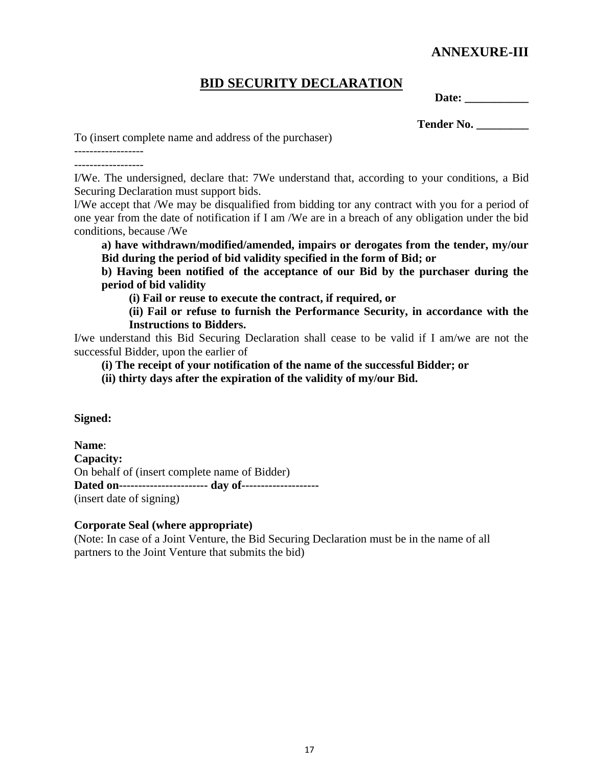**ANNEXURE-III**

## BID SECURITY DECLARATION

**Date: ___________**

**Tender No. _________**

To (insert complete name and address of the purchaser)

------------------

------------------

I/We. The undersigned, declare that: 7We understand that, according to your conditions, a Bid Securing Declaration must support bids.

l/We accept that /We may be disqualified from bidding tor any contract with you for a period of one year from the date of notification if I am /We are in a breach of any obligation under the bid conditions, because /We

> **a) have withdrawn/modified/amended, impairs or derogates from the tender, my/our Bid during the period of bid validity specified in the form of Bid; or**
>
> **b) Having been notified of the acceptance of our Bid by the purchaser during the period of bid validity**
>
> > **(i) Fail or reuse to execute the contract, if required, or**
> >
> > **(ii) Fail or refuse to furnish the Performance Security, in accordance with the Instructions to Bidders.**

I/we understand this Bid Securing Declaration shall cease to be valid if I am/we are not the successful Bidder, upon the earlier of

> **(i) The receipt of your notification of the name of the successful Bidder; or**
>
> **(ii) thirty days after the expiration of the validity of my/our Bid.**

**Signed:**

**Name**:

**Capacity:**

On behalf of (insert complete name of Bidder)

**Dated on----------------------- day of--------------------**

(insert date of signing)

**Corporate Seal (where appropriate)**

(Note: In case of a Joint Venture, the Bid Securing Declaration must be in the name of all partners to the Joint Venture that submits the bid)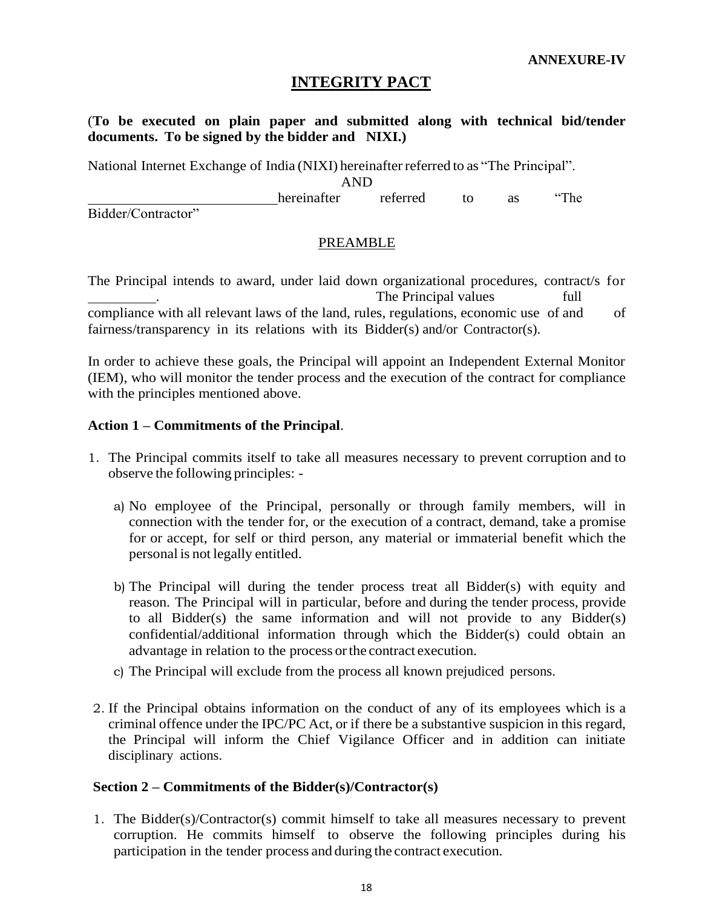**ANNEXURE-IV**

# INTEGRITY PACT

(**To be executed on plain paper and submitted along with technical bid/tender documents. To be signed by the bidder and NIXI.)**

National Internet Exchange of India (NIXI) hereinafter referred to as "The Principal".

AND

\_\_\_\_\_\_\_\_\_\_\_\_\_\_\_\_\_\_\_\_\_\_\_\_\_\_ hereinafter referred to as "The Bidder/Contractor"

## PREAMBLE

The Principal intends to award, under laid down organizational procedures, contract/s for \_\_\_\_\_\_\_\_\_. The Principal values full compliance with all relevant laws of the land, rules, regulations, economic use of and of fairness/transparency in its relations with its Bidder(s) and/or Contractor(s).

In order to achieve these goals, the Principal will appoint an Independent External Monitor (IEM), who will monitor the tender process and the execution of the contract for compliance with the principles mentioned above.

### Action 1 – Commitments of the Principal.

1. The Principal commits itself to take all measures necessary to prevent corruption and to observe the following principles: -

   a) No employee of the Principal, personally or through family members, will in connection with the tender for, or the execution of a contract, demand, take a promise for or accept, for self or third person, any material or immaterial benefit which the personal is not legally entitled.

   b) The Principal will during the tender process treat all Bidder(s) with equity and reason. The Principal will in particular, before and during the tender process, provide to all Bidder(s) the same information and will not provide to any Bidder(s) confidential/additional information through which the Bidder(s) could obtain an advantage in relation to the process or the contract execution.

   c) The Principal will exclude from the process all known prejudiced persons.

2. If the Principal obtains information on the conduct of any of its employees which is a criminal offence under the IPC/PC Act, or if there be a substantive suspicion in this regard, the Principal will inform the Chief Vigilance Officer and in addition can initiate disciplinary actions.

### Section 2 – Commitments of the Bidder(s)/Contractor(s)

1. The Bidder(s)/Contractor(s) commit himself to take all measures necessary to prevent corruption. He commits himself to observe the following principles during his participation in the tender process and during the contract execution.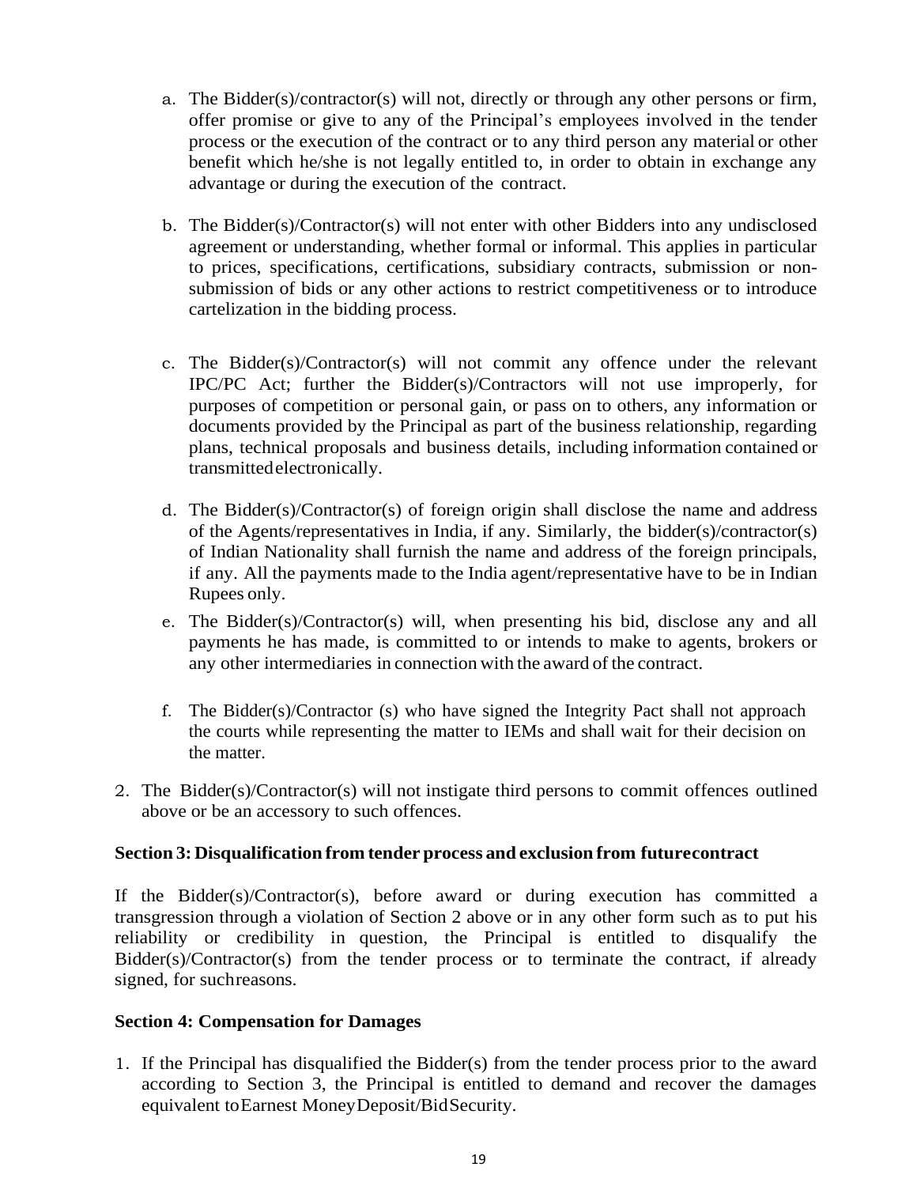a. The Bidder(s)/contractor(s) will not, directly or through any other persons or firm, offer promise or give to any of the Principal's employees involved in the tender process or the execution of the contract or to any third person any material or other benefit which he/she is not legally entitled to, in order to obtain in exchange any advantage or during the execution of the contract.

b. The Bidder(s)/Contractor(s) will not enter with other Bidders into any undisclosed agreement or understanding, whether formal or informal. This applies in particular to prices, specifications, certifications, subsidiary contracts, submission or non-submission of bids or any other actions to restrict competitiveness or to introduce cartelization in the bidding process.

c. The Bidder(s)/Contractor(s) will not commit any offence under the relevant IPC/PC Act; further the Bidder(s)/Contractors will not use improperly, for purposes of competition or personal gain, or pass on to others, any information or documents provided by the Principal as part of the business relationship, regarding plans, technical proposals and business details, including information contained or transmitted electronically.

d. The Bidder(s)/Contractor(s) of foreign origin shall disclose the name and address of the Agents/representatives in India, if any. Similarly, the bidder(s)/contractor(s) of Indian Nationality shall furnish the name and address of the foreign principals, if any. All the payments made to the India agent/representative have to be in Indian Rupees only.

e. The Bidder(s)/Contractor(s) will, when presenting his bid, disclose any and all payments he has made, is committed to or intends to make to agents, brokers or any other intermediaries in connection with the award of the contract.

f. The Bidder(s)/Contractor (s) who have signed the Integrity Pact shall not approach the courts while representing the matter to IEMs and shall wait for their decision on the matter.

2. The Bidder(s)/Contractor(s) will not instigate third persons to commit offences outlined above or be an accessory to such offences.

**Section 3: Disqualification from tender process and exclusion from future contract**

If the Bidder(s)/Contractor(s), before award or during execution has committed a transgression through a violation of Section 2 above or in any other form such as to put his reliability or credibility in question, the Principal is entitled to disqualify the Bidder(s)/Contractor(s) from the tender process or to terminate the contract, if already signed, for such reasons.

**Section 4: Compensation for Damages**

1. If the Principal has disqualified the Bidder(s) from the tender process prior to the award according to Section 3, the Principal is entitled to demand and recover the damages equivalent to Earnest Money Deposit/Bid Security.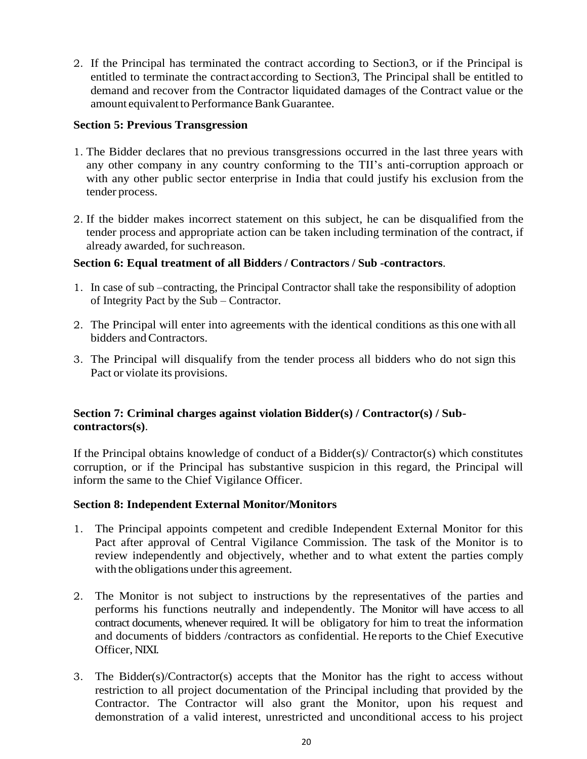2. If the Principal has terminated the contract according to Section3, or if the Principal is entitled to terminate the contract according to Section3, The Principal shall be entitled to demand and recover from the Contractor liquidated damages of the Contract value or the amount equivalent to Performance Bank Guarantee.

**Section 5: Previous Transgression**

1. The Bidder declares that no previous transgressions occurred in the last three years with any other company in any country conforming to the TII's anti-corruption approach or with any other public sector enterprise in India that could justify his exclusion from the tender process.

2. If the bidder makes incorrect statement on this subject, he can be disqualified from the tender process and appropriate action can be taken including termination of the contract, if already awarded, for suchreason.

**Section 6: Equal treatment of all Bidders / Contractors / Sub -contractors**.

1. In case of sub –contracting, the Principal Contractor shall take the responsibility of adoption of Integrity Pact by the Sub – Contractor.

2. The Principal will enter into agreements with the identical conditions as this one with all bidders and Contractors.

3. The Principal will disqualify from the tender process all bidders who do not sign this Pact or violate its provisions.

**Section 7: Criminal charges against violation Bidder(s) / Contractor(s) / Sub-contractors(s)**.

If the Principal obtains knowledge of conduct of a Bidder(s)/ Contractor(s) which constitutes corruption, or if the Principal has substantive suspicion in this regard, the Principal will inform the same to the Chief Vigilance Officer.

**Section 8: Independent External Monitor/Monitors**

1. The Principal appoints competent and credible Independent External Monitor for this Pact after approval of Central Vigilance Commission. The task of the Monitor is to review independently and objectively, whether and to what extent the parties comply with the obligations under this agreement.

2. The Monitor is not subject to instructions by the representatives of the parties and performs his functions neutrally and independently. The Monitor will have access to all contract documents, whenever required. It will be obligatory for him to treat the information and documents of bidders /contractors as confidential. He reports to the Chief Executive Officer, NIXI.

3. The Bidder(s)/Contractor(s) accepts that the Monitor has the right to access without restriction to all project documentation of the Principal including that provided by the Contractor. The Contractor will also grant the Monitor, upon his request and demonstration of a valid interest, unrestricted and unconditional access to his project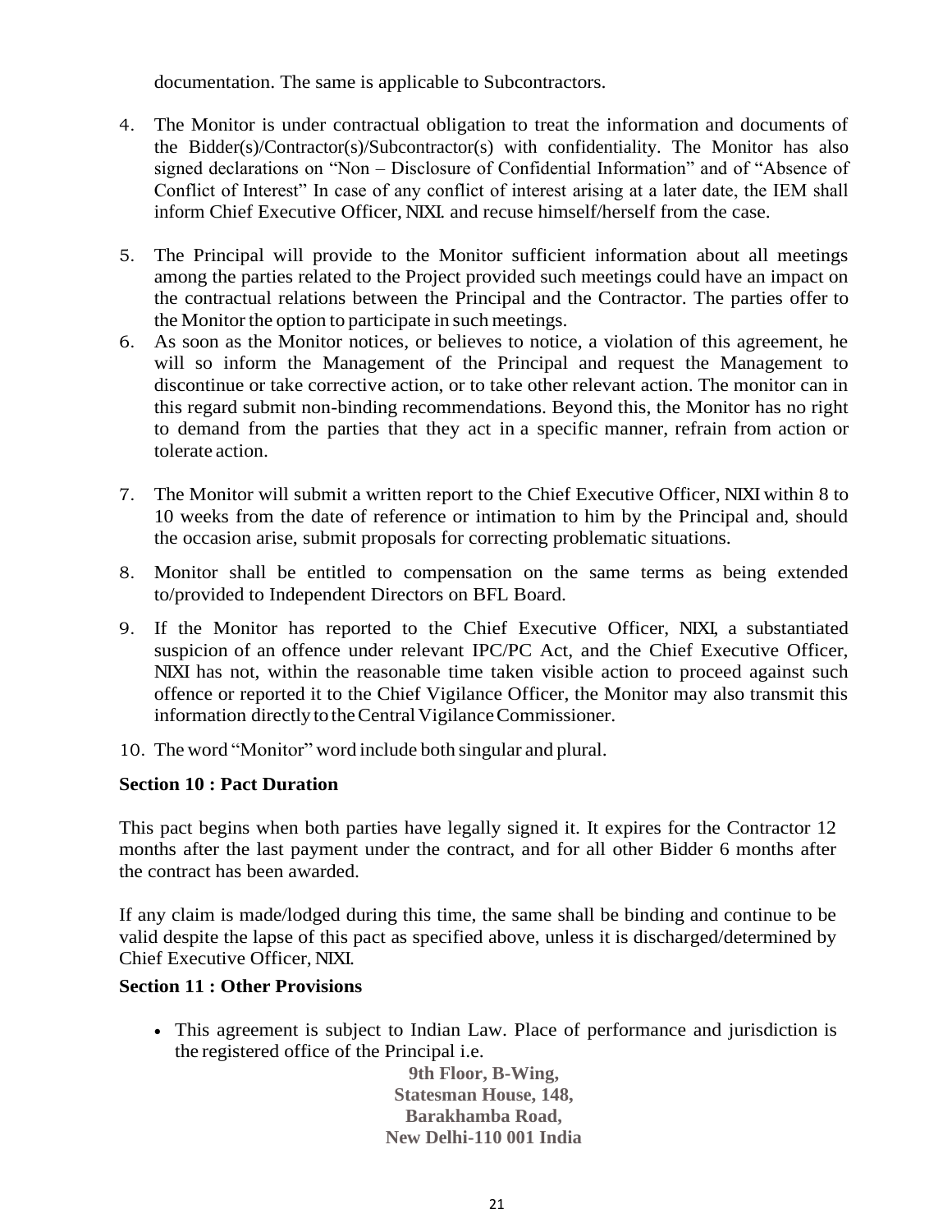documentation. The same is applicable to Subcontractors.

4. The Monitor is under contractual obligation to treat the information and documents of the Bidder(s)/Contractor(s)/Subcontractor(s) with confidentiality. The Monitor has also signed declarations on "Non – Disclosure of Confidential Information" and of "Absence of Conflict of Interest" In case of any conflict of interest arising at a later date, the IEM shall inform Chief Executive Officer, NIXI. and recuse himself/herself from the case.

5. The Principal will provide to the Monitor sufficient information about all meetings among the parties related to the Project provided such meetings could have an impact on the contractual relations between the Principal and the Contractor. The parties offer to the Monitor the option to participate in such meetings.

6. As soon as the Monitor notices, or believes to notice, a violation of this agreement, he will so inform the Management of the Principal and request the Management to discontinue or take corrective action, or to take other relevant action. The monitor can in this regard submit non-binding recommendations. Beyond this, the Monitor has no right to demand from the parties that they act in a specific manner, refrain from action or tolerate action.

7. The Monitor will submit a written report to the Chief Executive Officer, NIXI within 8 to 10 weeks from the date of reference or intimation to him by the Principal and, should the occasion arise, submit proposals for correcting problematic situations.

8. Monitor shall be entitled to compensation on the same terms as being extended to/provided to Independent Directors on BFL Board.

9. If the Monitor has reported to the Chief Executive Officer, NIXI, a substantiated suspicion of an offence under relevant IPC/PC Act, and the Chief Executive Officer, NIXI has not, within the reasonable time taken visible action to proceed against such offence or reported it to the Chief Vigilance Officer, the Monitor may also transmit this information directly to the Central Vigilance Commissioner.

10. The word "Monitor" word include both singular and plural.

**Section 10 : Pact Duration**

This pact begins when both parties have legally signed it. It expires for the Contractor 12 months after the last payment under the contract, and for all other Bidder 6 months after the contract has been awarded.

If any claim is made/lodged during this time, the same shall be binding and continue to be valid despite the lapse of this pact as specified above, unless it is discharged/determined by Chief Executive Officer, NIXI.

**Section 11 : Other Provisions**

- This agreement is subject to Indian Law. Place of performance and jurisdiction is the registered office of the Principal i.e.

**9th Floor, B-Wing,**
**Statesman House, 148,**
**Barakhamba Road,**
**New Delhi-110 001 India**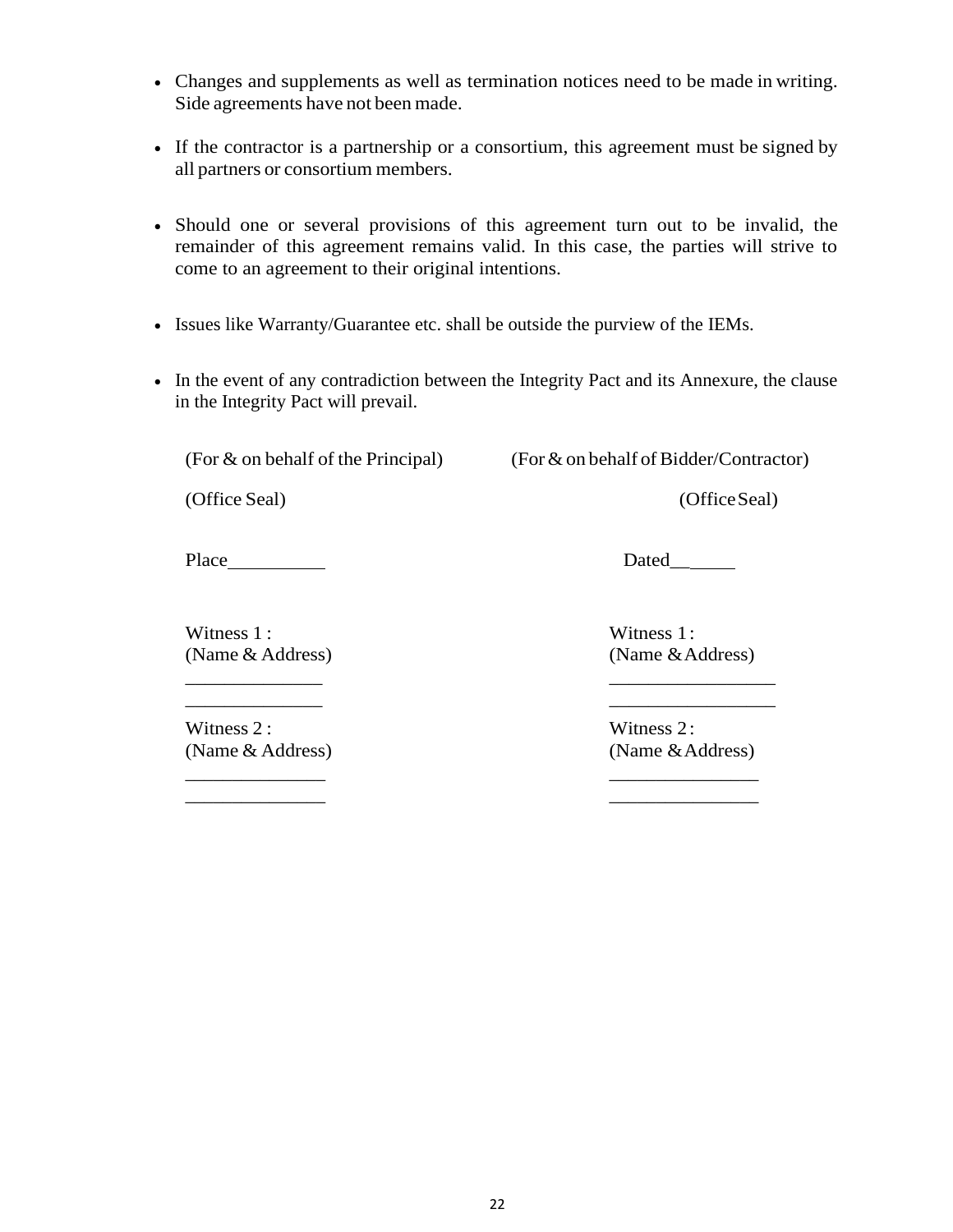- Changes and supplements as well as termination notices need to be made in writing. Side agreements have not been made.

- If the contractor is a partnership or a consortium, this agreement must be signed by all partners or consortium members.

- Should one or several provisions of this agreement turn out to be invalid, the remainder of this agreement remains valid. In this case, the parties will strive to come to an agreement to their original intentions.

- Issues like Warranty/Guarantee etc. shall be outside the purview of the IEMs.

- In the event of any contradiction between the Integrity Pact and its Annexure, the clause in the Integrity Pact will prevail.

| (For & on behalf of the Principal) | (For & on behalf of Bidder/Contractor) |
|---|---|
| (Office Seal) | (Office Seal) |
| Place__________ | Dated______ |
| Witness 1 :<br>(Name & Address)<br>______________<br>______________ | Witness 1 :<br>(Name & Address)<br>________________<br>________________ |
| Witness 2 :<br>(Name & Address)<br>______________<br>______________ | Witness 2 :<br>(Name & Address)<br>_______________<br>_______________ |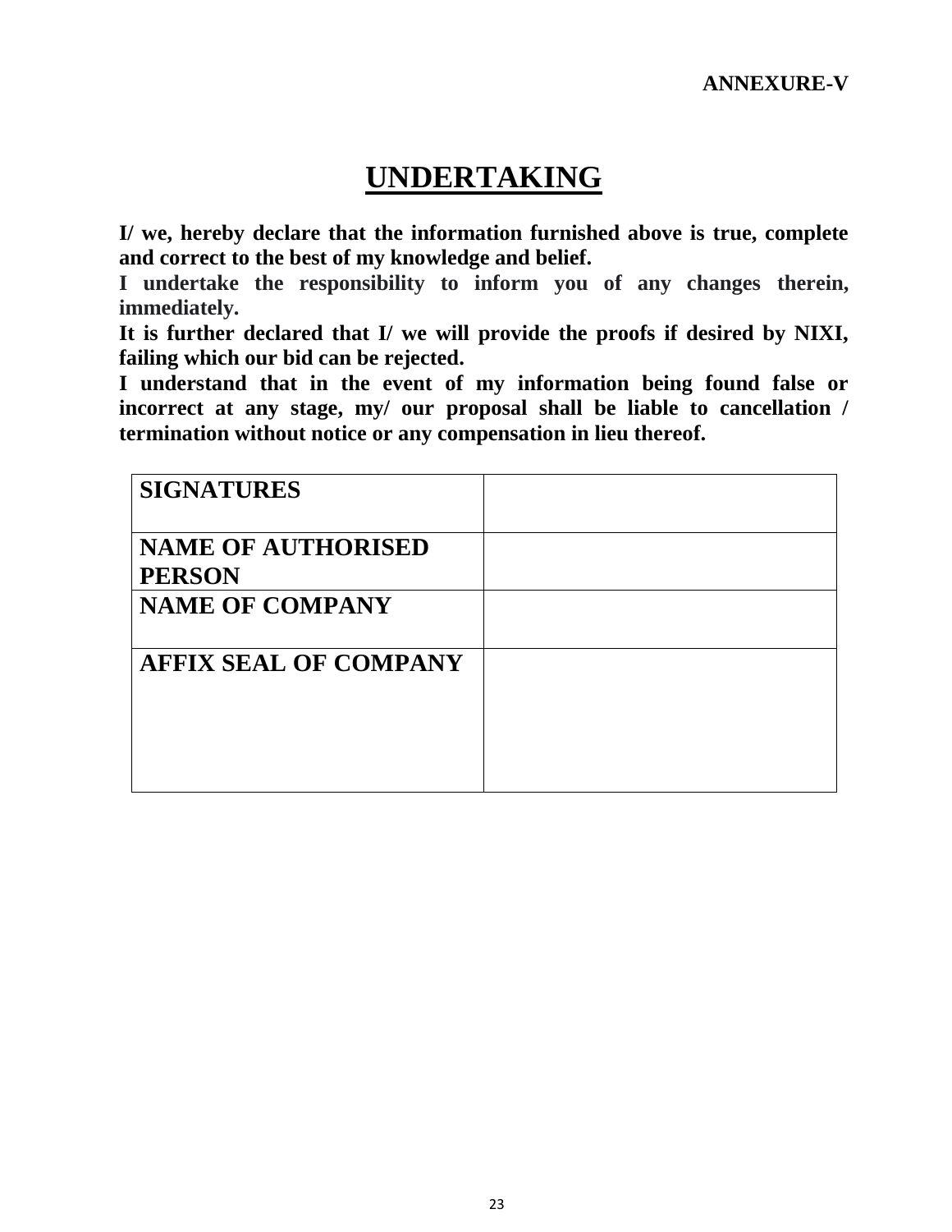**ANNEXURE-V**

# UNDERTAKING

**I/ we, hereby declare that the information furnished above is true, complete and correct to the best of my knowledge and belief.**
**I undertake the responsibility to inform you of any changes therein, immediately.**
**It is further declared that I/ we will provide the proofs if desired by NIXI, failing which our bid can be rejected.**
**I understand that in the event of my information being found false or incorrect at any stage, my/ our proposal shall be liable to cancellation / termination without notice or any compensation in lieu thereof.**

| **SIGNATURES** | |
|---|---|
| **NAME OF AUTHORISED PERSON** | |
| **NAME OF COMPANY** | |
| **AFFIX SEAL OF COMPANY** | |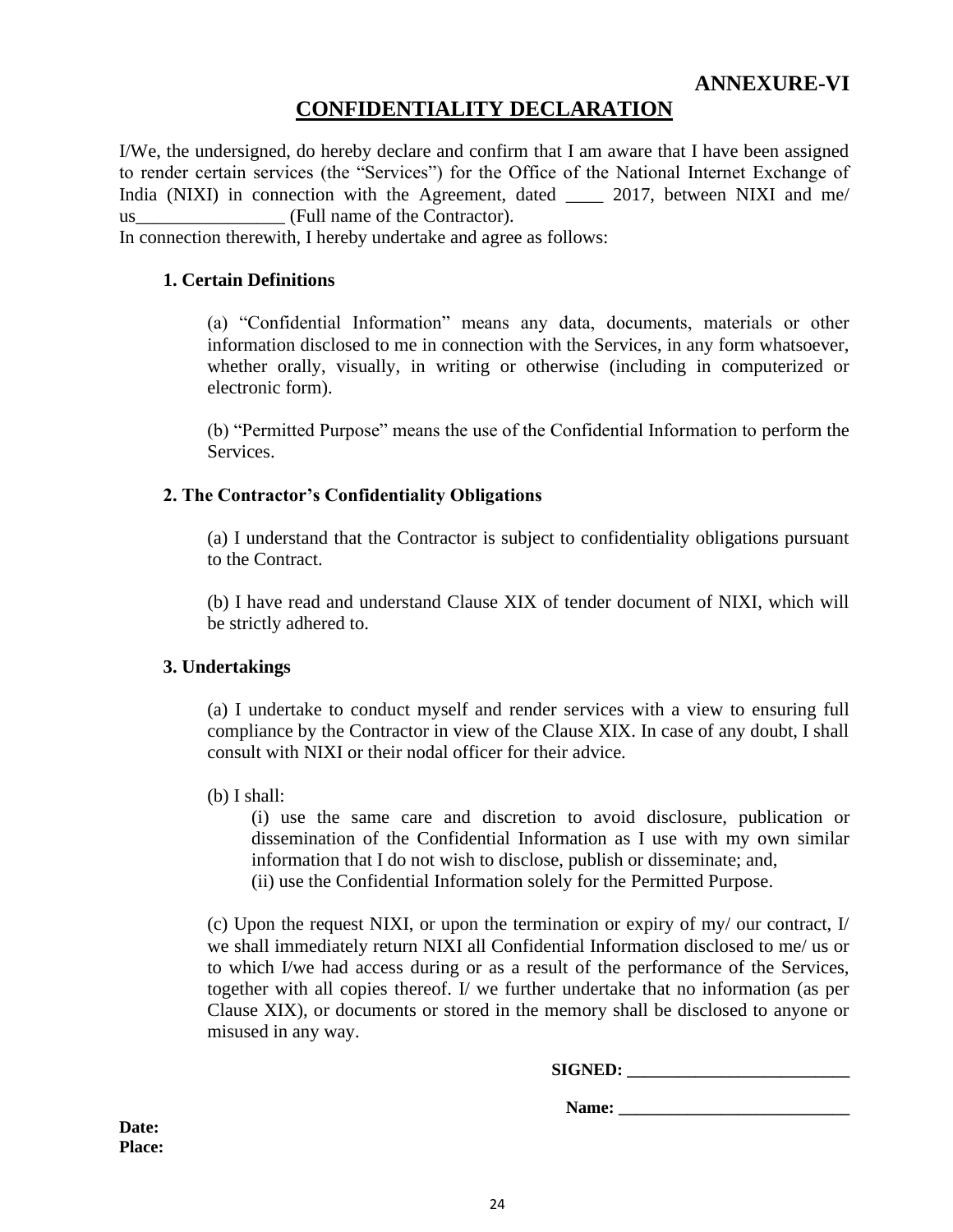**ANNEXURE-VI**

# CONFIDENTIALITY DECLARATION

I/We, the undersigned, do hereby declare and confirm that I am aware that I have been assigned to render certain services (the "Services") for the Office of the National Internet Exchange of India (NIXI) in connection with the Agreement, dated ____ 2017, between NIXI and me/ us________________ (Full name of the Contractor).

In connection therewith, I hereby undertake and agree as follows:

### 1. Certain Definitions

(a) "Confidential Information" means any data, documents, materials or other information disclosed to me in connection with the Services, in any form whatsoever, whether orally, visually, in writing or otherwise (including in computerized or electronic form).

(b) "Permitted Purpose" means the use of the Confidential Information to perform the Services.

### 2. The Contractor's Confidentiality Obligations

(a) I understand that the Contractor is subject to confidentiality obligations pursuant to the Contract.

(b) I have read and understand Clause XIX of tender document of NIXI, which will be strictly adhered to.

### 3. Undertakings

(a) I undertake to conduct myself and render services with a view to ensuring full compliance by the Contractor in view of the Clause XIX. In case of any doubt, I shall consult with NIXI or their nodal officer for their advice.

(b) I shall:

(i) use the same care and discretion to avoid disclosure, publication or dissemination of the Confidential Information as I use with my own similar information that I do not wish to disclose, publish or disseminate; and,

(ii) use the Confidential Information solely for the Permitted Purpose.

(c) Upon the request NIXI, or upon the termination or expiry of my/ our contract, I/ we shall immediately return NIXI all Confidential Information disclosed to me/ us or to which I/we had access during or as a result of the performance of the Services, together with all copies thereof. I/ we further undertake that no information (as per Clause XIX), or documents or stored in the memory shall be disclosed to anyone or misused in any way.

**SIGNED: __________________________**

**Name: ___________________________**

**Date:**

**Place:**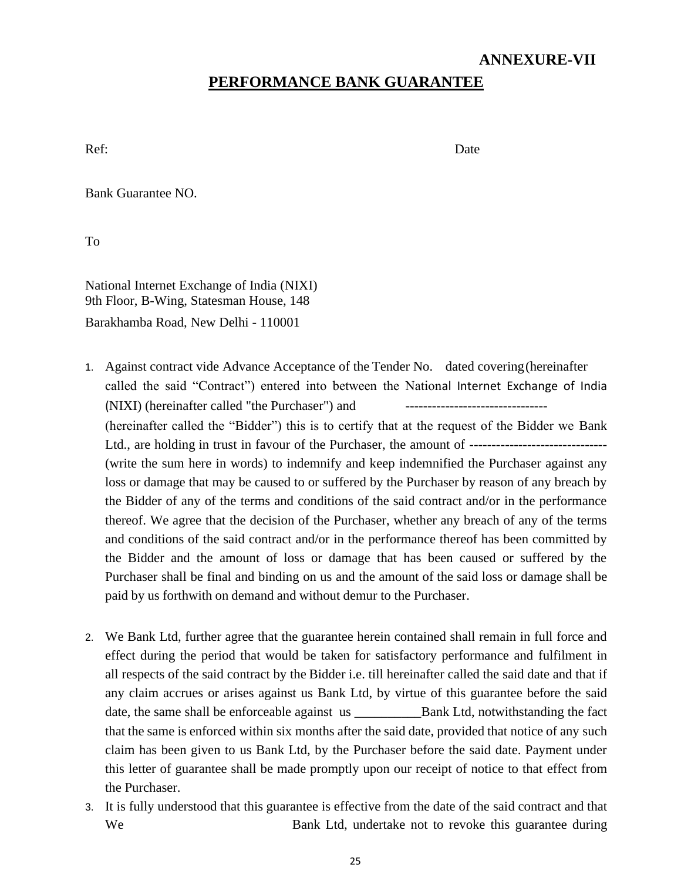**ANNEXURE-VII**

## PERFORMANCE BANK GUARANTEE

Ref: Date

Bank Guarantee NO.

To

National Internet Exchange of India (NIXI)
9th Floor, B-Wing, Statesman House, 148
Barakhamba Road, New Delhi - 110001

1. Against contract vide Advance Acceptance of the Tender No. dated covering (hereinafter called the said "Contract") entered into between the National Internet Exchange of India (NIXI) (hereinafter called "the Purchaser") and -------------------------------- (hereinafter called the "Bidder") this is to certify that at the request of the Bidder we Bank Ltd., are holding in trust in favour of the Purchaser, the amount of ------------------------------- (write the sum here in words) to indemnify and keep indemnified the Purchaser against any loss or damage that may be caused to or suffered by the Purchaser by reason of any breach by the Bidder of any of the terms and conditions of the said contract and/or in the performance thereof. We agree that the decision of the Purchaser, whether any breach of any of the terms and conditions of the said contract and/or in the performance thereof has been committed by the Bidder and the amount of loss or damage that has been caused or suffered by the Purchaser shall be final and binding on us and the amount of the said loss or damage shall be paid by us forthwith on demand and without demur to the Purchaser.

2. We Bank Ltd, further agree that the guarantee herein contained shall remain in full force and effect during the period that would be taken for satisfactory performance and fulfilment in all respects of the said contract by the Bidder i.e. till hereinafter called the said date and that if any claim accrues or arises against us Bank Ltd, by virtue of this guarantee before the said date, the same shall be enforceable against us __________Bank Ltd, notwithstanding the fact that the same is enforced within six months after the said date, provided that notice of any such claim has been given to us Bank Ltd, by the Purchaser before the said date. Payment under this letter of guarantee shall be made promptly upon our receipt of notice to that effect from the Purchaser.
3. It is fully understood that this guarantee is effective from the date of the said contract and that We Bank Ltd, undertake not to revoke this guarantee during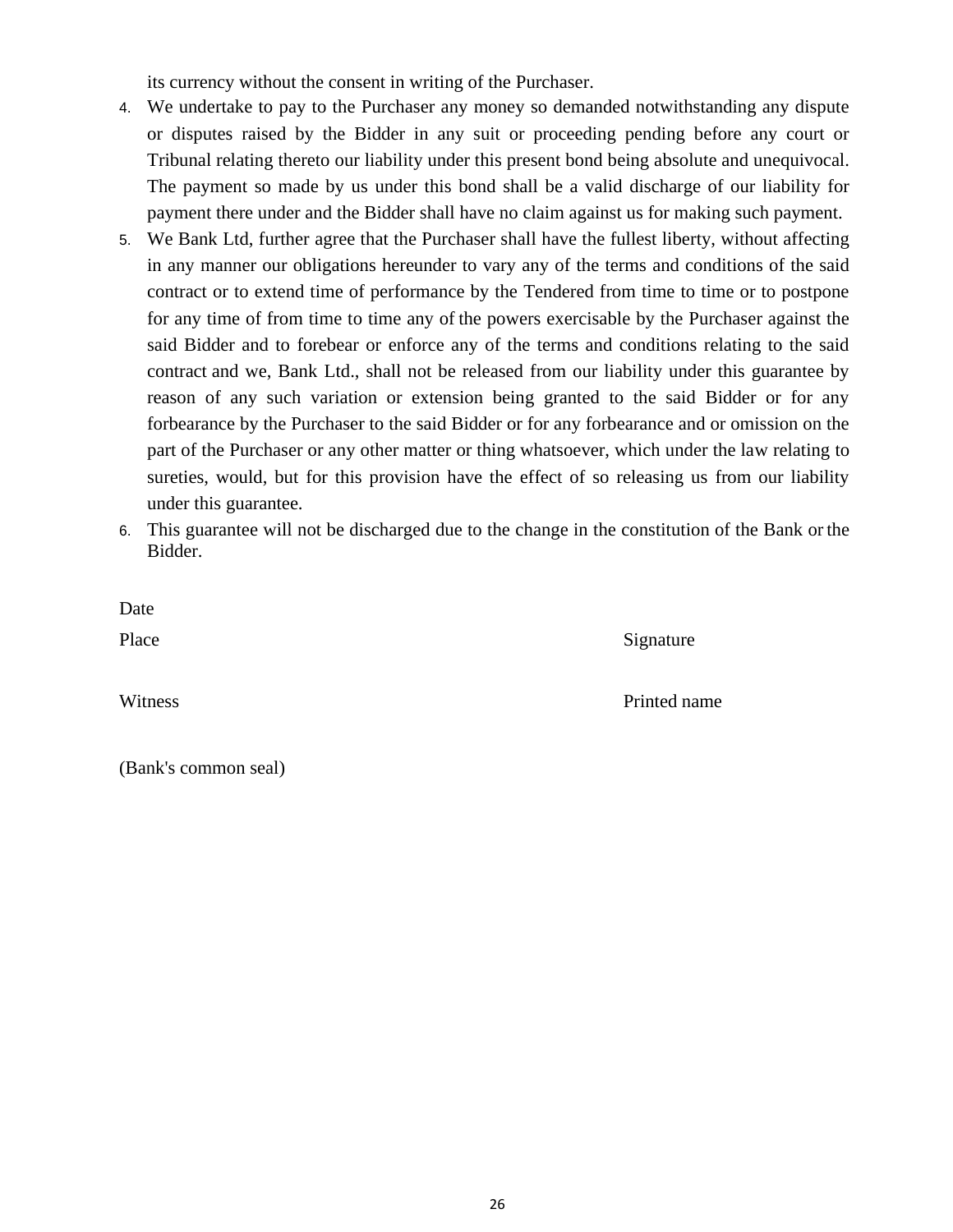its currency without the consent in writing of the Purchaser.

4. We undertake to pay to the Purchaser any money so demanded notwithstanding any dispute or disputes raised by the Bidder in any suit or proceeding pending before any court or Tribunal relating thereto our liability under this present bond being absolute and unequivocal. The payment so made by us under this bond shall be a valid discharge of our liability for payment there under and the Bidder shall have no claim against us for making such payment.
5. We Bank Ltd, further agree that the Purchaser shall have the fullest liberty, without affecting in any manner our obligations hereunder to vary any of the terms and conditions of the said contract or to extend time of performance by the Tendered from time to time or to postpone for any time of from time to time any of the powers exercisable by the Purchaser against the said Bidder and to forebear or enforce any of the terms and conditions relating to the said contract and we, Bank Ltd., shall not be released from our liability under this guarantee by reason of any such variation or extension being granted to the said Bidder or for any forbearance by the Purchaser to the said Bidder or for any forbearance and or omission on the part of the Purchaser or any other matter or thing whatsoever, which under the law relating to sureties, would, but for this provision have the effect of so releasing us from our liability under this guarantee.
6. This guarantee will not be discharged due to the change in the constitution of the Bank or the Bidder.

Date

Place Signature

Witness Printed name

(Bank's common seal)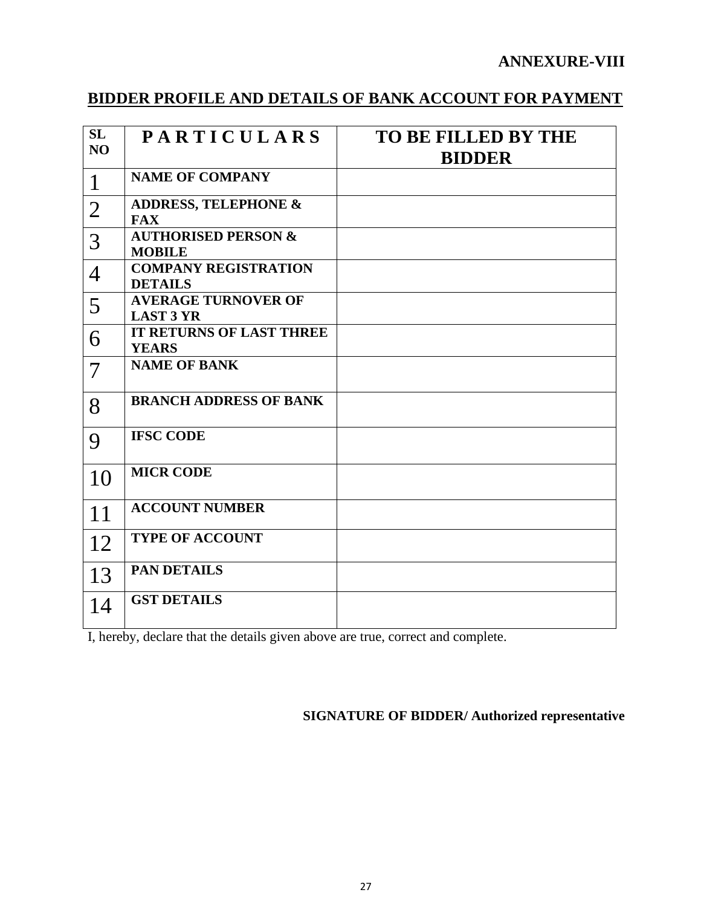**ANNEXURE-VIII**

## BIDDER PROFILE AND DETAILS OF BANK ACCOUNT FOR PAYMENT

| SL NO | P A R T I C U L A R S | TO BE FILLED BY THE BIDDER |
|---|---|---|
| 1 | NAME OF COMPANY | |
| 2 | ADDRESS, TELEPHONE & FAX | |
| 3 | AUTHORISED PERSON & MOBILE | |
| 4 | COMPANY REGISTRATION DETAILS | |
| 5 | AVERAGE TURNOVER OF LAST 3 YR | |
| 6 | IT RETURNS OF LAST THREE YEARS | |
| 7 | NAME OF BANK | |
| 8 | BRANCH ADDRESS OF BANK | |
| 9 | IFSC CODE | |
| 10 | MICR CODE | |
| 11 | ACCOUNT NUMBER | |
| 12 | TYPE OF ACCOUNT | |
| 13 | PAN DETAILS | |
| 14 | GST DETAILS | |

I, hereby, declare that the details given above are true, correct and complete.

**SIGNATURE OF BIDDER/ Authorized representative**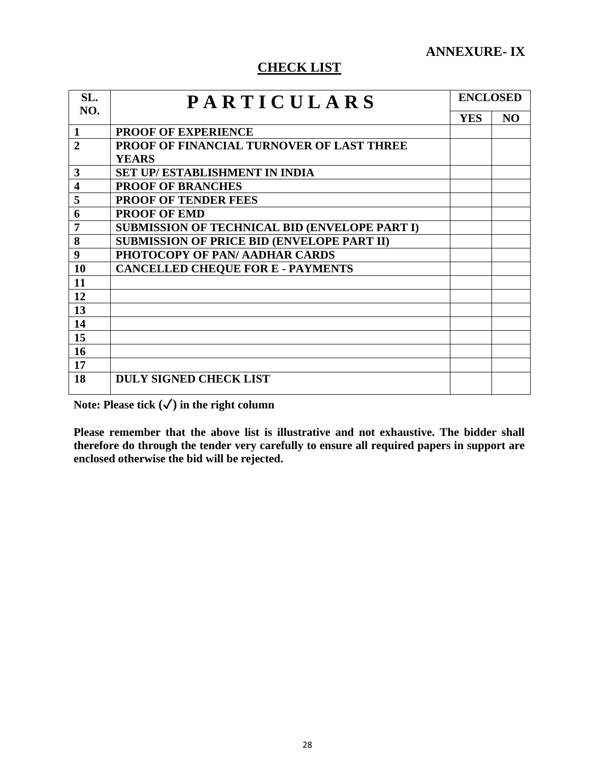**ANNEXURE- IX**

# CHECK LIST

| SL. NO. | PARTICULARS | ENCLOSED | |
|---|---|---|---|
| | | YES | NO |
| 1 | PROOF OF EXPERIENCE | | |
| 2 | PROOF OF FINANCIAL TURNOVER OF LAST THREE YEARS | | |
| 3 | SET UP/ ESTABLISHMENT IN INDIA | | |
| 4 | PROOF OF BRANCHES | | |
| 5 | PROOF OF TENDER FEES | | |
| 6 | PROOF OF EMD | | |
| 7 | SUBMISSION OF TECHNICAL BID (ENVELOPE PART I) | | |
| 8 | SUBMISSION OF PRICE BID (ENVELOPE PART II) | | |
| 9 | PHOTOCOPY OF PAN/ AADHAR CARDS | | |
| 10 | CANCELLED CHEQUE FOR E - PAYMENTS | | |
| 11 | | | |
| 12 | | | |
| 13 | | | |
| 14 | | | |
| 15 | | | |
| 16 | | | |
| 17 | | | |
| 18 | DULY SIGNED CHECK LIST | | |

**Note: Please tick (✓) in the right column**

**Please remember that the above list is illustrative and not exhaustive. The bidder shall therefore do through the tender very carefully to ensure all required papers in support are enclosed otherwise the bid will be rejected.**